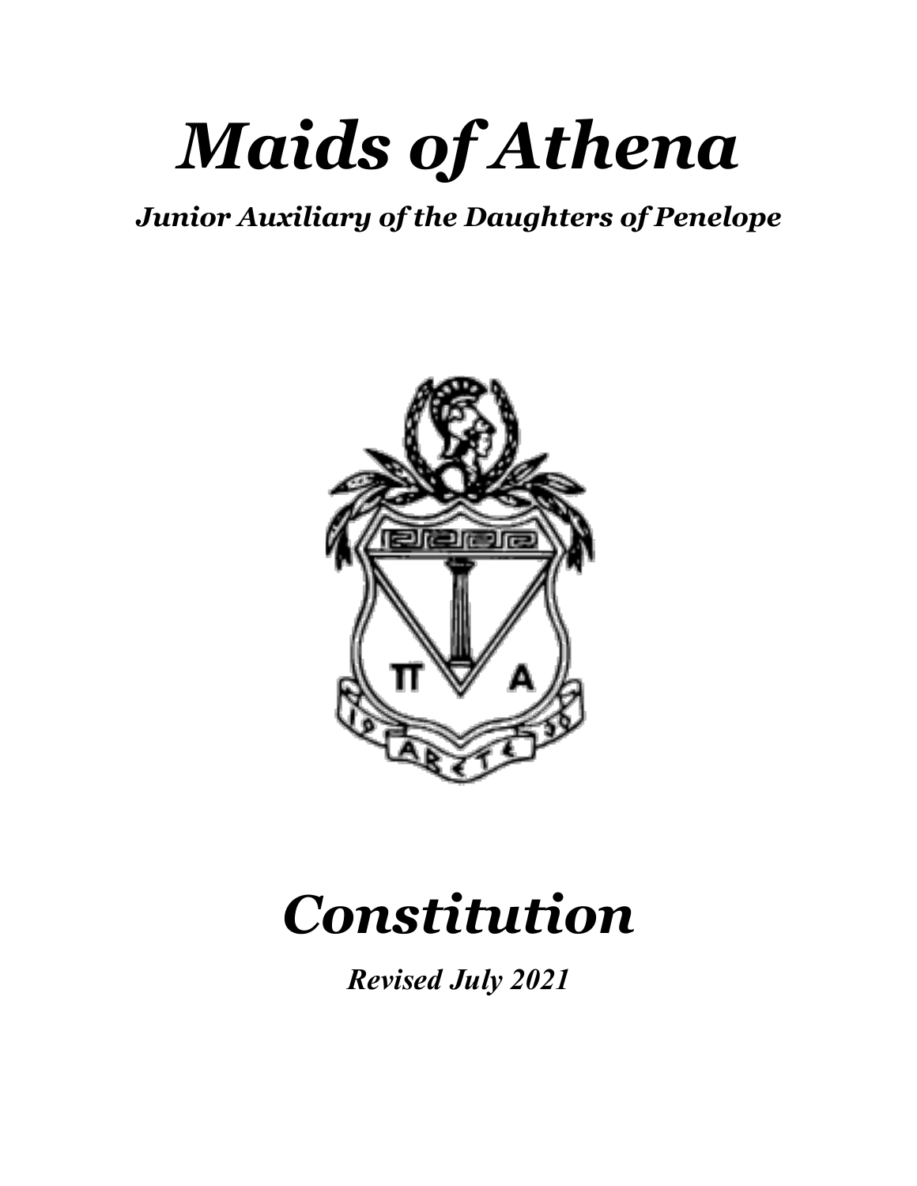# *Maids of Athena*

***Junior Auxiliary of the Daughters of Penelope***

# *Constitution*

***Revised July 2021***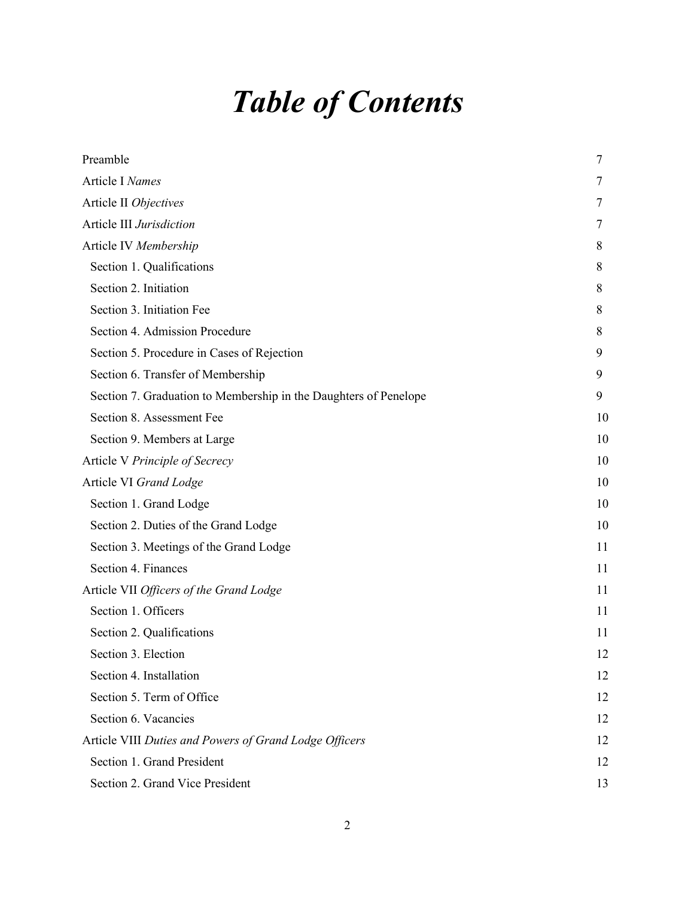# *Table of Contents*

| | |
|---|---|
| Preamble | 7 |
| Article I *Names* | 7 |
| Article II *Objectives* | 7 |
| Article III *Jurisdiction* | 7 |
| Article IV *Membership* | 8 |
| Section 1. Qualifications | 8 |
| Section 2. Initiation | 8 |
| Section 3. Initiation Fee | 8 |
| Section 4. Admission Procedure | 8 |
| Section 5. Procedure in Cases of Rejection | 9 |
| Section 6. Transfer of Membership | 9 |
| Section 7. Graduation to Membership in the Daughters of Penelope | 9 |
| Section 8. Assessment Fee | 10 |
| Section 9. Members at Large | 10 |
| Article V *Principle of Secrecy* | 10 |
| Article VI *Grand Lodge* | 10 |
| Section 1. Grand Lodge | 10 |
| Section 2. Duties of the Grand Lodge | 10 |
| Section 3. Meetings of the Grand Lodge | 11 |
| Section 4. Finances | 11 |
| Article VII *Officers of the Grand Lodge* | 11 |
| Section 1. Officers | 11 |
| Section 2. Qualifications | 11 |
| Section 3. Election | 12 |
| Section 4. Installation | 12 |
| Section 5. Term of Office | 12 |
| Section 6. Vacancies | 12 |
| Article VIII *Duties and Powers of Grand Lodge Officers* | 12 |
| Section 1. Grand President | 12 |
| Section 2. Grand Vice President | 13 |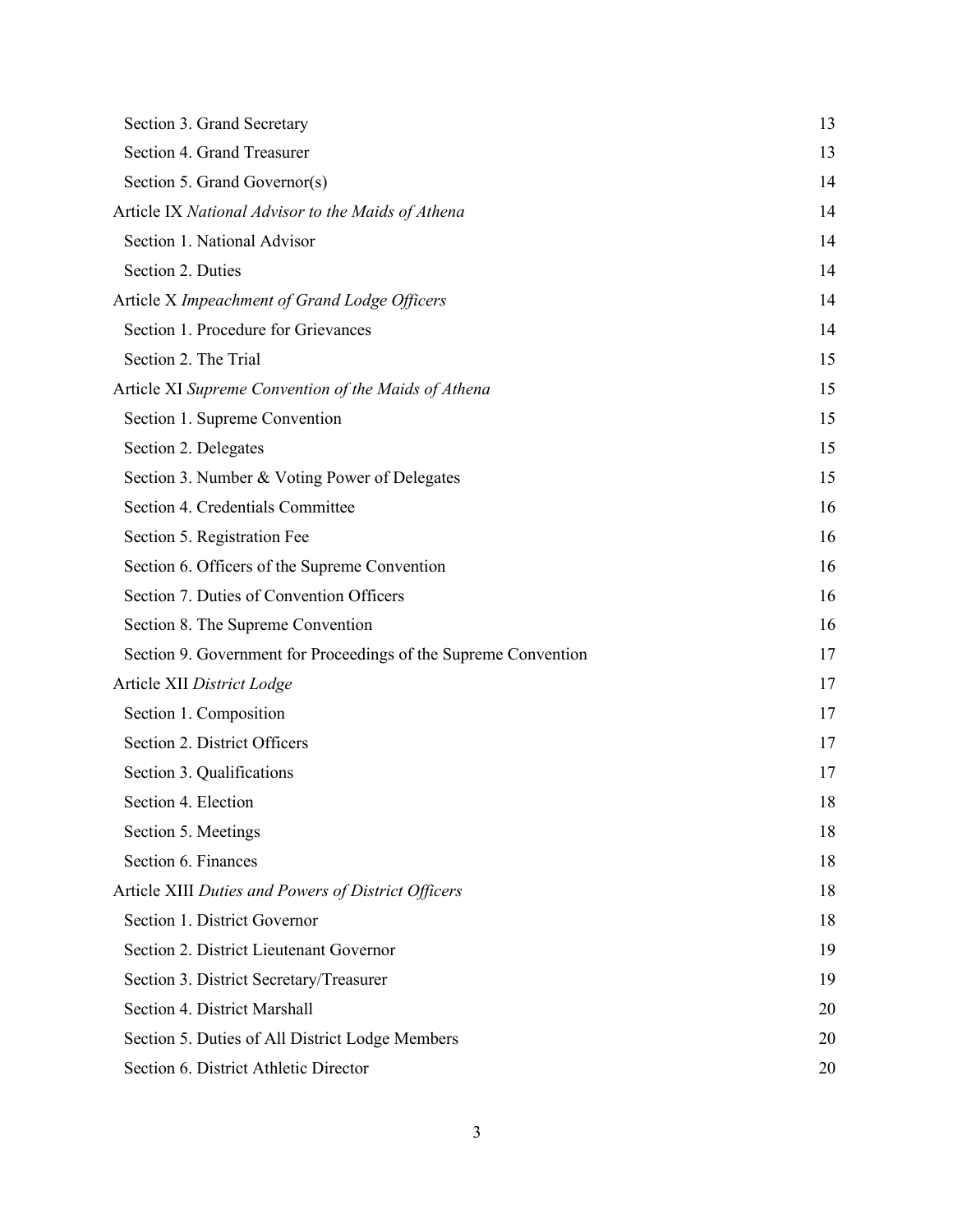| | |
|---|---|
| Section 3. Grand Secretary | 13 |
| Section 4. Grand Treasurer | 13 |
| Section 5. Grand Governor(s) | 14 |
| Article IX *National Advisor to the Maids of Athena* | 14 |
| Section 1. National Advisor | 14 |
| Section 2. Duties | 14 |
| Article X *Impeachment of Grand Lodge Officers* | 14 |
| Section 1. Procedure for Grievances | 14 |
| Section 2. The Trial | 15 |
| Article XI *Supreme Convention of the Maids of Athena* | 15 |
| Section 1. Supreme Convention | 15 |
| Section 2. Delegates | 15 |
| Section 3. Number & Voting Power of Delegates | 15 |
| Section 4. Credentials Committee | 16 |
| Section 5. Registration Fee | 16 |
| Section 6. Officers of the Supreme Convention | 16 |
| Section 7. Duties of Convention Officers | 16 |
| Section 8. The Supreme Convention | 16 |
| Section 9. Government for Proceedings of the Supreme Convention | 17 |
| Article XII *District Lodge* | 17 |
| Section 1. Composition | 17 |
| Section 2. District Officers | 17 |
| Section 3. Qualifications | 17 |
| Section 4. Election | 18 |
| Section 5. Meetings | 18 |
| Section 6. Finances | 18 |
| Article XIII *Duties and Powers of District Officers* | 18 |
| Section 1. District Governor | 18 |
| Section 2. District Lieutenant Governor | 19 |
| Section 3. District Secretary/Treasurer | 19 |
| Section 4. District Marshall | 20 |
| Section 5. Duties of All District Lodge Members | 20 |
| Section 6. District Athletic Director | 20 |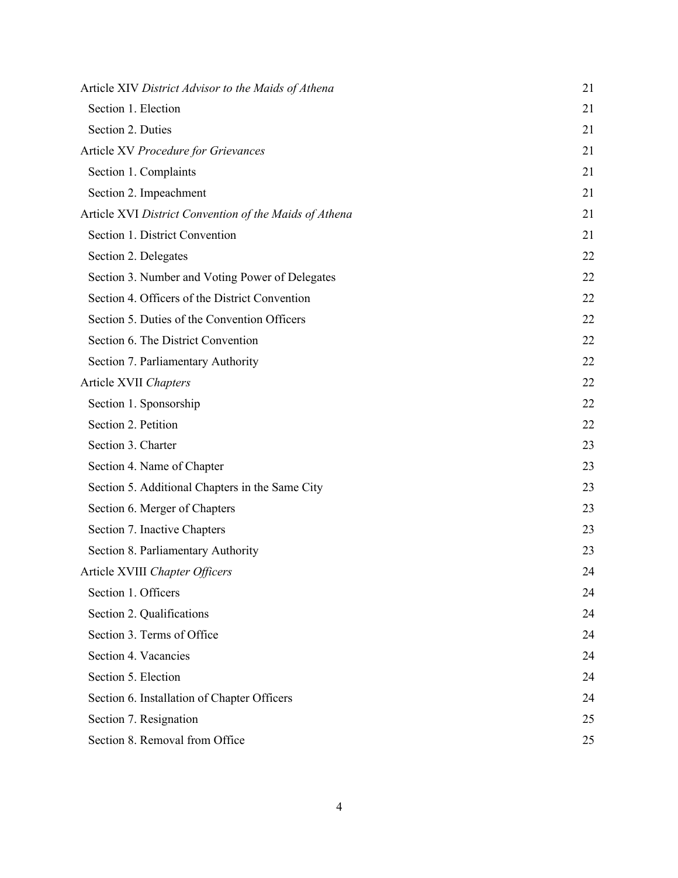| | |
|---|---|
| Article XIV *District Advisor to the Maids of Athena* | 21 |
| Section 1. Election | 21 |
| Section 2. Duties | 21 |
| Article XV *Procedure for Grievances* | 21 |
| Section 1. Complaints | 21 |
| Section 2. Impeachment | 21 |
| Article XVI *District Convention of the Maids of Athena* | 21 |
| Section 1. District Convention | 21 |
| Section 2. Delegates | 22 |
| Section 3. Number and Voting Power of Delegates | 22 |
| Section 4. Officers of the District Convention | 22 |
| Section 5. Duties of the Convention Officers | 22 |
| Section 6. The District Convention | 22 |
| Section 7. Parliamentary Authority | 22 |
| Article XVII *Chapters* | 22 |
| Section 1. Sponsorship | 22 |
| Section 2. Petition | 22 |
| Section 3. Charter | 23 |
| Section 4. Name of Chapter | 23 |
| Section 5. Additional Chapters in the Same City | 23 |
| Section 6. Merger of Chapters | 23 |
| Section 7. Inactive Chapters | 23 |
| Section 8. Parliamentary Authority | 23 |
| Article XVIII *Chapter Officers* | 24 |
| Section 1. Officers | 24 |
| Section 2. Qualifications | 24 |
| Section 3. Terms of Office | 24 |
| Section 4. Vacancies | 24 |
| Section 5. Election | 24 |
| Section 6. Installation of Chapter Officers | 24 |
| Section 7. Resignation | 25 |
| Section 8. Removal from Office | 25 |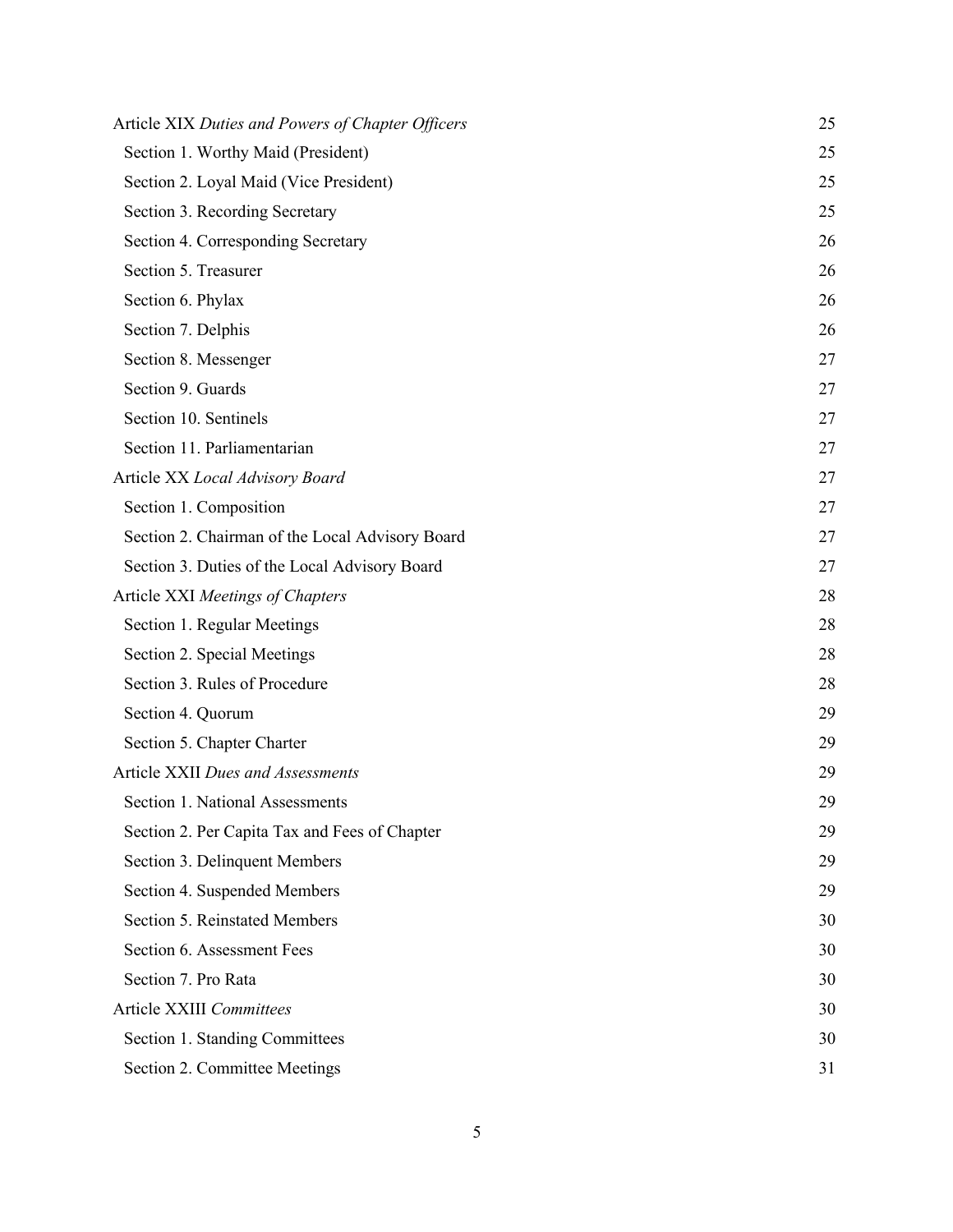| | |
|---|---|
| Article XIX *Duties and Powers of Chapter Officers* | 25 |
| Section 1. Worthy Maid (President) | 25 |
| Section 2. Loyal Maid (Vice President) | 25 |
| Section 3. Recording Secretary | 25 |
| Section 4. Corresponding Secretary | 26 |
| Section 5. Treasurer | 26 |
| Section 6. Phylax | 26 |
| Section 7. Delphis | 26 |
| Section 8. Messenger | 27 |
| Section 9. Guards | 27 |
| Section 10. Sentinels | 27 |
| Section 11. Parliamentarian | 27 |
| Article XX *Local Advisory Board* | 27 |
| Section 1. Composition | 27 |
| Section 2. Chairman of the Local Advisory Board | 27 |
| Section 3. Duties of the Local Advisory Board | 27 |
| Article XXI *Meetings of Chapters* | 28 |
| Section 1. Regular Meetings | 28 |
| Section 2. Special Meetings | 28 |
| Section 3. Rules of Procedure | 28 |
| Section 4. Quorum | 29 |
| Section 5. Chapter Charter | 29 |
| Article XXII *Dues and Assessments* | 29 |
| Section 1. National Assessments | 29 |
| Section 2. Per Capita Tax and Fees of Chapter | 29 |
| Section 3. Delinquent Members | 29 |
| Section 4. Suspended Members | 29 |
| Section 5. Reinstated Members | 30 |
| Section 6. Assessment Fees | 30 |
| Section 7. Pro Rata | 30 |
| Article XXIII *Committees* | 30 |
| Section 1. Standing Committees | 30 |
| Section 2. Committee Meetings | 31 |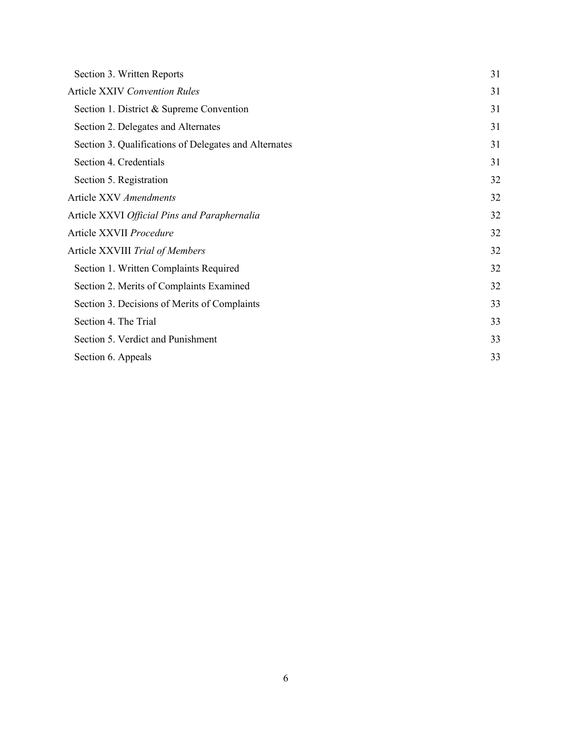| | |
|---|---|
| Section 3. Written Reports | 31 |
| Article XXIV *Convention Rules* | 31 |
| Section 1. District & Supreme Convention | 31 |
| Section 2. Delegates and Alternates | 31 |
| Section 3. Qualifications of Delegates and Alternates | 31 |
| Section 4. Credentials | 31 |
| Section 5. Registration | 32 |
| Article XXV *Amendments* | 32 |
| Article XXVI *Official Pins and Paraphernalia* | 32 |
| Article XXVII *Procedure* | 32 |
| Article XXVIII *Trial of Members* | 32 |
| Section 1. Written Complaints Required | 32 |
| Section 2. Merits of Complaints Examined | 32 |
| Section 3. Decisions of Merits of Complaints | 33 |
| Section 4. The Trial | 33 |
| Section 5. Verdict and Punishment | 33 |
| Section 6. Appeals | 33 |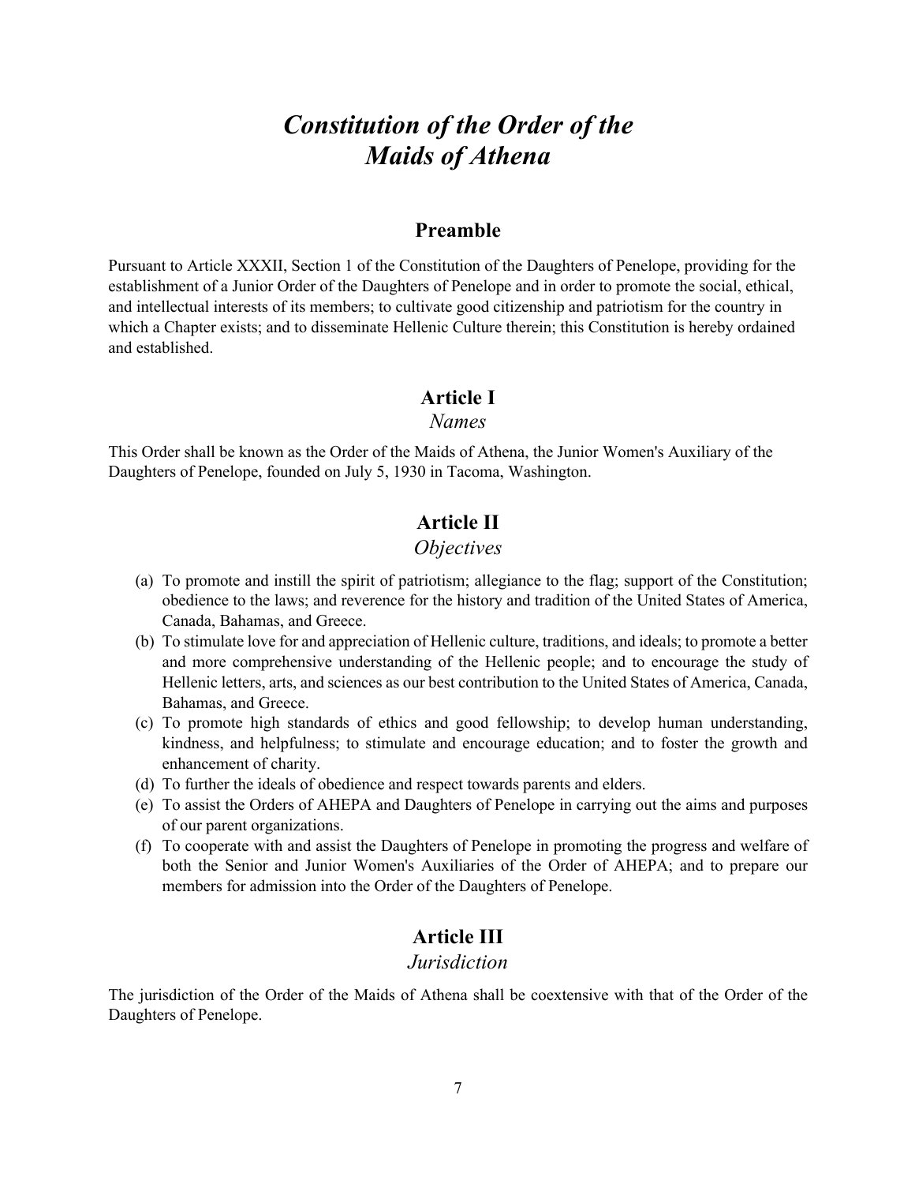# *Constitution of the Order of the Maids of Athena*

## Preamble

Pursuant to Article XXXII, Section 1 of the Constitution of the Daughters of Penelope, providing for the establishment of a Junior Order of the Daughters of Penelope and in order to promote the social, ethical, and intellectual interests of its members; to cultivate good citizenship and patriotism for the country in which a Chapter exists; and to disseminate Hellenic Culture therein; this Constitution is hereby ordained and established.

## Article I

*Names*

This Order shall be known as the Order of the Maids of Athena, the Junior Women's Auxiliary of the Daughters of Penelope, founded on July 5, 1930 in Tacoma, Washington.

## Article II

*Objectives*

(a) To promote and instill the spirit of patriotism; allegiance to the flag; support of the Constitution; obedience to the laws; and reverence for the history and tradition of the United States of America, Canada, Bahamas, and Greece.

(b) To stimulate love for and appreciation of Hellenic culture, traditions, and ideals; to promote a better and more comprehensive understanding of the Hellenic people; and to encourage the study of Hellenic letters, arts, and sciences as our best contribution to the United States of America, Canada, Bahamas, and Greece.

(c) To promote high standards of ethics and good fellowship; to develop human understanding, kindness, and helpfulness; to stimulate and encourage education; and to foster the growth and enhancement of charity.

(d) To further the ideals of obedience and respect towards parents and elders.

(e) To assist the Orders of AHEPA and Daughters of Penelope in carrying out the aims and purposes of our parent organizations.

(f) To cooperate with and assist the Daughters of Penelope in promoting the progress and welfare of both the Senior and Junior Women's Auxiliaries of the Order of AHEPA; and to prepare our members for admission into the Order of the Daughters of Penelope.

## Article III

*Jurisdiction*

The jurisdiction of the Order of the Maids of Athena shall be coextensive with that of the Order of the Daughters of Penelope.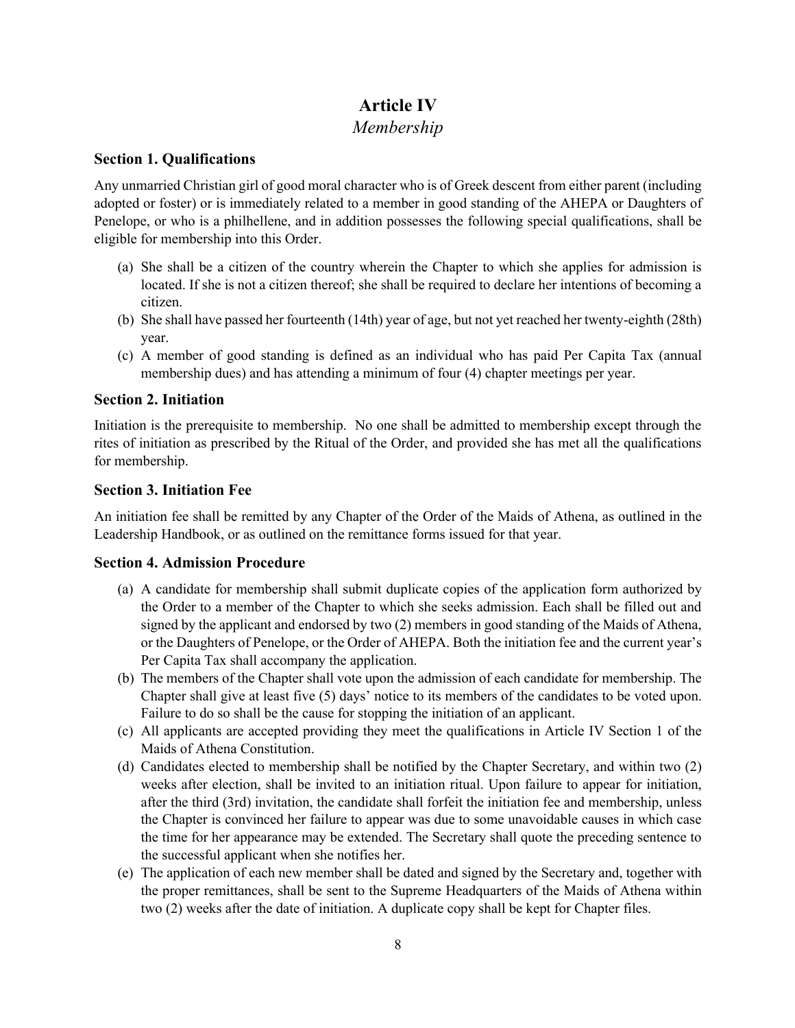# Article IV
## *Membership*

### Section 1. Qualifications

Any unmarried Christian girl of good moral character who is of Greek descent from either parent (including adopted or foster) or is immediately related to a member in good standing of the AHEPA or Daughters of Penelope, or who is a philhellene, and in addition possesses the following special qualifications, shall be eligible for membership into this Order.

(a) She shall be a citizen of the country wherein the Chapter to which she applies for admission is located. If she is not a citizen thereof; she shall be required to declare her intentions of becoming a citizen.
(b) She shall have passed her fourteenth (14th) year of age, but not yet reached her twenty-eighth (28th) year.
(c) A member of good standing is defined as an individual who has paid Per Capita Tax (annual membership dues) and has attending a minimum of four (4) chapter meetings per year.

### Section 2. Initiation

Initiation is the prerequisite to membership. No one shall be admitted to membership except through the rites of initiation as prescribed by the Ritual of the Order, and provided she has met all the qualifications for membership.

### Section 3. Initiation Fee

An initiation fee shall be remitted by any Chapter of the Order of the Maids of Athena, as outlined in the Leadership Handbook, or as outlined on the remittance forms issued for that year.

### Section 4. Admission Procedure

(a) A candidate for membership shall submit duplicate copies of the application form authorized by the Order to a member of the Chapter to which she seeks admission. Each shall be filled out and signed by the applicant and endorsed by two (2) members in good standing of the Maids of Athena, or the Daughters of Penelope, or the Order of AHEPA. Both the initiation fee and the current year's Per Capita Tax shall accompany the application.
(b) The members of the Chapter shall vote upon the admission of each candidate for membership. The Chapter shall give at least five (5) days' notice to its members of the candidates to be voted upon. Failure to do so shall be the cause for stopping the initiation of an applicant.
(c) All applicants are accepted providing they meet the qualifications in Article IV Section 1 of the Maids of Athena Constitution.
(d) Candidates elected to membership shall be notified by the Chapter Secretary, and within two (2) weeks after election, shall be invited to an initiation ritual. Upon failure to appear for initiation, after the third (3rd) invitation, the candidate shall forfeit the initiation fee and membership, unless the Chapter is convinced her failure to appear was due to some unavoidable causes in which case the time for her appearance may be extended. The Secretary shall quote the preceding sentence to the successful applicant when she notifies her.
(e) The application of each new member shall be dated and signed by the Secretary and, together with the proper remittances, shall be sent to the Supreme Headquarters of the Maids of Athena within two (2) weeks after the date of initiation. A duplicate copy shall be kept for Chapter files.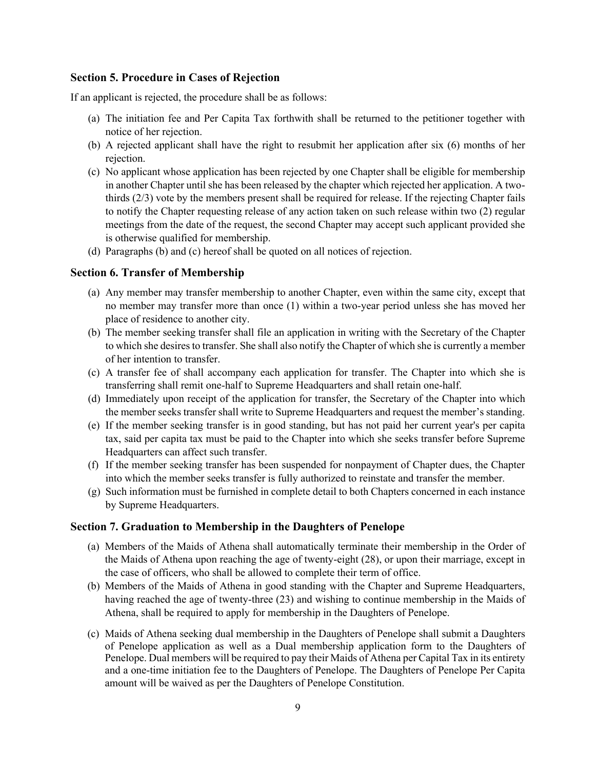### Section 5. Procedure in Cases of Rejection

If an applicant is rejected, the procedure shall be as follows:

(a) The initiation fee and Per Capita Tax forthwith shall be returned to the petitioner together with notice of her rejection.
(b) A rejected applicant shall have the right to resubmit her application after six (6) months of her rejection.
(c) No applicant whose application has been rejected by one Chapter shall be eligible for membership in another Chapter until she has been released by the chapter which rejected her application. A two-thirds (2/3) vote by the members present shall be required for release. If the rejecting Chapter fails to notify the Chapter requesting release of any action taken on such release within two (2) regular meetings from the date of the request, the second Chapter may accept such applicant provided she is otherwise qualified for membership.
(d) Paragraphs (b) and (c) hereof shall be quoted on all notices of rejection.

### Section 6. Transfer of Membership

(a) Any member may transfer membership to another Chapter, even within the same city, except that no member may transfer more than once (1) within a two-year period unless she has moved her place of residence to another city.
(b) The member seeking transfer shall file an application in writing with the Secretary of the Chapter to which she desires to transfer. She shall also notify the Chapter of which she is currently a member of her intention to transfer.
(c) A transfer fee of shall accompany each application for transfer. The Chapter into which she is transferring shall remit one-half to Supreme Headquarters and shall retain one-half.
(d) Immediately upon receipt of the application for transfer, the Secretary of the Chapter into which the member seeks transfer shall write to Supreme Headquarters and request the member's standing.
(e) If the member seeking transfer is in good standing, but has not paid her current year's per capita tax, said per capita tax must be paid to the Chapter into which she seeks transfer before Supreme Headquarters can affect such transfer.
(f) If the member seeking transfer has been suspended for nonpayment of Chapter dues, the Chapter into which the member seeks transfer is fully authorized to reinstate and transfer the member.
(g) Such information must be furnished in complete detail to both Chapters concerned in each instance by Supreme Headquarters.

### Section 7. Graduation to Membership in the Daughters of Penelope

(a) Members of the Maids of Athena shall automatically terminate their membership in the Order of the Maids of Athena upon reaching the age of twenty-eight (28), or upon their marriage, except in the case of officers, who shall be allowed to complete their term of office.
(b) Members of the Maids of Athena in good standing with the Chapter and Supreme Headquarters, having reached the age of twenty-three (23) and wishing to continue membership in the Maids of Athena, shall be required to apply for membership in the Daughters of Penelope.
(c) Maids of Athena seeking dual membership in the Daughters of Penelope shall submit a Daughters of Penelope application as well as a Dual membership application form to the Daughters of Penelope. Dual members will be required to pay their Maids of Athena per Capital Tax in its entirety and a one-time initiation fee to the Daughters of Penelope. The Daughters of Penelope Per Capita amount will be waived as per the Daughters of Penelope Constitution.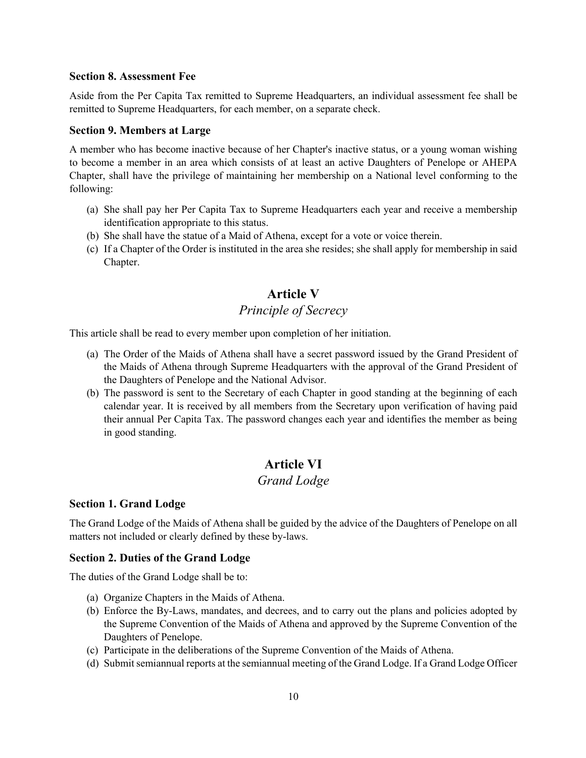### Section 8. Assessment Fee

Aside from the Per Capita Tax remitted to Supreme Headquarters, an individual assessment fee shall be remitted to Supreme Headquarters, for each member, on a separate check.

### Section 9. Members at Large

A member who has become inactive because of her Chapter's inactive status, or a young woman wishing to become a member in an area which consists of at least an active Daughters of Penelope or AHEPA Chapter, shall have the privilege of maintaining her membership on a National level conforming to the following:

(a) She shall pay her Per Capita Tax to Supreme Headquarters each year and receive a membership identification appropriate to this status.
(b) She shall have the statue of a Maid of Athena, except for a vote or voice therein.
(c) If a Chapter of the Order is instituted in the area she resides; she shall apply for membership in said Chapter.

## Article V

*Principle of Secrecy*

This article shall be read to every member upon completion of her initiation.

(a) The Order of the Maids of Athena shall have a secret password issued by the Grand President of the Maids of Athena through Supreme Headquarters with the approval of the Grand President of the Daughters of Penelope and the National Advisor.
(b) The password is sent to the Secretary of each Chapter in good standing at the beginning of each calendar year. It is received by all members from the Secretary upon verification of having paid their annual Per Capita Tax. The password changes each year and identifies the member as being in good standing.

## Article VI

*Grand Lodge*

### Section 1. Grand Lodge

The Grand Lodge of the Maids of Athena shall be guided by the advice of the Daughters of Penelope on all matters not included or clearly defined by these by-laws.

### Section 2. Duties of the Grand Lodge

The duties of the Grand Lodge shall be to:

(a) Organize Chapters in the Maids of Athena.
(b) Enforce the By-Laws, mandates, and decrees, and to carry out the plans and policies adopted by the Supreme Convention of the Maids of Athena and approved by the Supreme Convention of the Daughters of Penelope.
(c) Participate in the deliberations of the Supreme Convention of the Maids of Athena.
(d) Submit semiannual reports at the semiannual meeting of the Grand Lodge. If a Grand Lodge Officer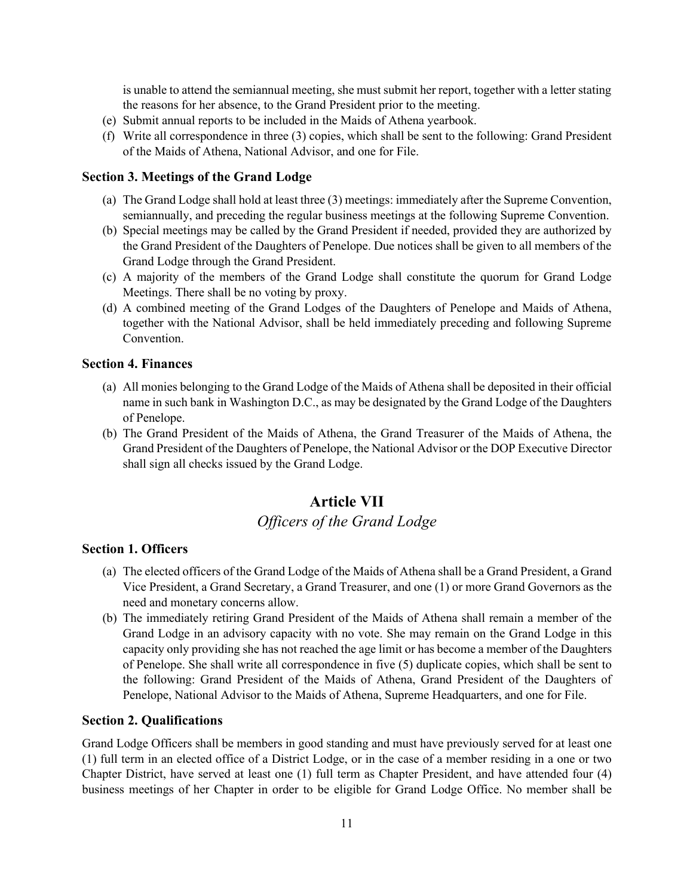is unable to attend the semiannual meeting, she must submit her report, together with a letter stating the reasons for her absence, to the Grand President prior to the meeting.

(e) Submit annual reports to be included in the Maids of Athena yearbook.

(f) Write all correspondence in three (3) copies, which shall be sent to the following: Grand President of the Maids of Athena, National Advisor, and one for File.

### Section 3. Meetings of the Grand Lodge

(a) The Grand Lodge shall hold at least three (3) meetings: immediately after the Supreme Convention, semiannually, and preceding the regular business meetings at the following Supreme Convention.

(b) Special meetings may be called by the Grand President if needed, provided they are authorized by the Grand President of the Daughters of Penelope. Due notices shall be given to all members of the Grand Lodge through the Grand President.

(c) A majority of the members of the Grand Lodge shall constitute the quorum for Grand Lodge Meetings. There shall be no voting by proxy.

(d) A combined meeting of the Grand Lodges of the Daughters of Penelope and Maids of Athena, together with the National Advisor, shall be held immediately preceding and following Supreme Convention.

### Section 4. Finances

(a) All monies belonging to the Grand Lodge of the Maids of Athena shall be deposited in their official name in such bank in Washington D.C., as may be designated by the Grand Lodge of the Daughters of Penelope.

(b) The Grand President of the Maids of Athena, the Grand Treasurer of the Maids of Athena, the Grand President of the Daughters of Penelope, the National Advisor or the DOP Executive Director shall sign all checks issued by the Grand Lodge.

## Article VII

*Officers of the Grand Lodge*

### Section 1. Officers

(a) The elected officers of the Grand Lodge of the Maids of Athena shall be a Grand President, a Grand Vice President, a Grand Secretary, a Grand Treasurer, and one (1) or more Grand Governors as the need and monetary concerns allow.

(b) The immediately retiring Grand President of the Maids of Athena shall remain a member of the Grand Lodge in an advisory capacity with no vote. She may remain on the Grand Lodge in this capacity only providing she has not reached the age limit or has become a member of the Daughters of Penelope. She shall write all correspondence in five (5) duplicate copies, which shall be sent to the following: Grand President of the Maids of Athena, Grand President of the Daughters of Penelope, National Advisor to the Maids of Athena, Supreme Headquarters, and one for File.

### Section 2. Qualifications

Grand Lodge Officers shall be members in good standing and must have previously served for at least one (1) full term in an elected office of a District Lodge, or in the case of a member residing in a one or two Chapter District, have served at least one (1) full term as Chapter President, and have attended four (4) business meetings of her Chapter in order to be eligible for Grand Lodge Office. No member shall be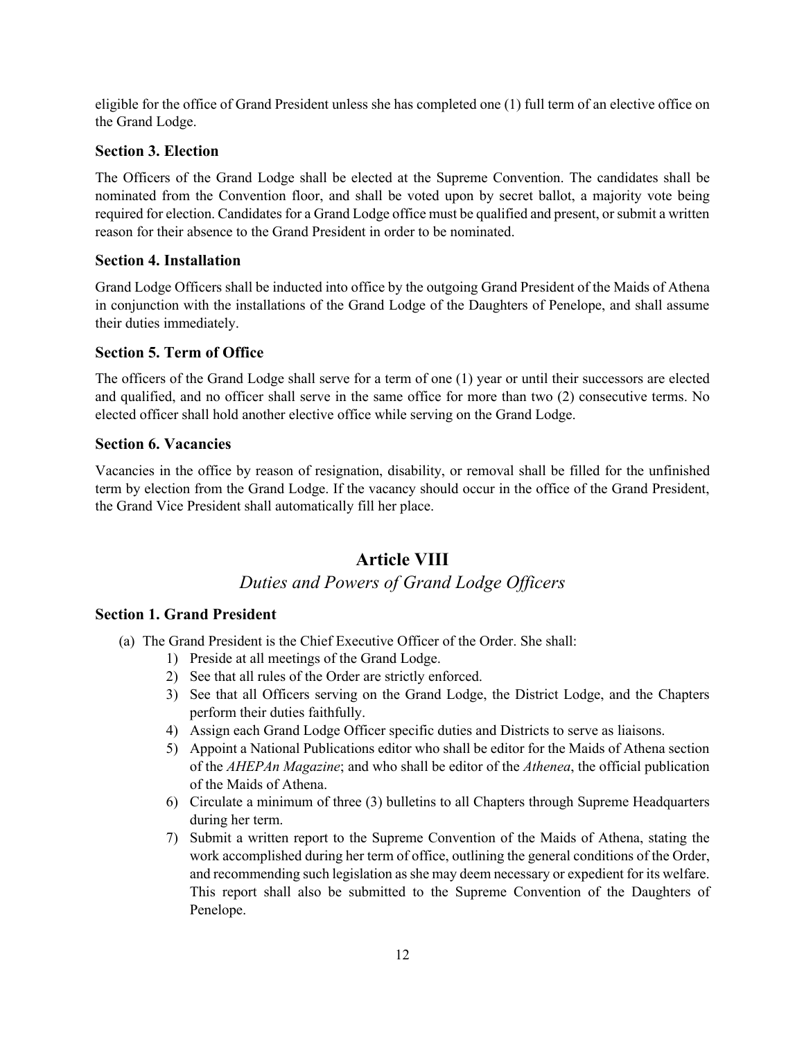eligible for the office of Grand President unless she has completed one (1) full term of an elective office on the Grand Lodge.

### Section 3. Election

The Officers of the Grand Lodge shall be elected at the Supreme Convention. The candidates shall be nominated from the Convention floor, and shall be voted upon by secret ballot, a majority vote being required for election. Candidates for a Grand Lodge office must be qualified and present, or submit a written reason for their absence to the Grand President in order to be nominated.

### Section 4. Installation

Grand Lodge Officers shall be inducted into office by the outgoing Grand President of the Maids of Athena in conjunction with the installations of the Grand Lodge of the Daughters of Penelope, and shall assume their duties immediately.

### Section 5. Term of Office

The officers of the Grand Lodge shall serve for a term of one (1) year or until their successors are elected and qualified, and no officer shall serve in the same office for more than two (2) consecutive terms. No elected officer shall hold another elective office while serving on the Grand Lodge.

### Section 6. Vacancies

Vacancies in the office by reason of resignation, disability, or removal shall be filled for the unfinished term by election from the Grand Lodge. If the vacancy should occur in the office of the Grand President, the Grand Vice President shall automatically fill her place.

## Article VIII

*Duties and Powers of Grand Lodge Officers*

### Section 1. Grand President

(a) The Grand President is the Chief Executive Officer of the Order. She shall:
   1) Preside at all meetings of the Grand Lodge.
   2) See that all rules of the Order are strictly enforced.
   3) See that all Officers serving on the Grand Lodge, the District Lodge, and the Chapters perform their duties faithfully.
   4) Assign each Grand Lodge Officer specific duties and Districts to serve as liaisons.
   5) Appoint a National Publications editor who shall be editor for the Maids of Athena section of the *AHEPAn Magazine*; and who shall be editor of the *Athenea*, the official publication of the Maids of Athena.
   6) Circulate a minimum of three (3) bulletins to all Chapters through Supreme Headquarters during her term.
   7) Submit a written report to the Supreme Convention of the Maids of Athena, stating the work accomplished during her term of office, outlining the general conditions of the Order, and recommending such legislation as she may deem necessary or expedient for its welfare. This report shall also be submitted to the Supreme Convention of the Daughters of Penelope.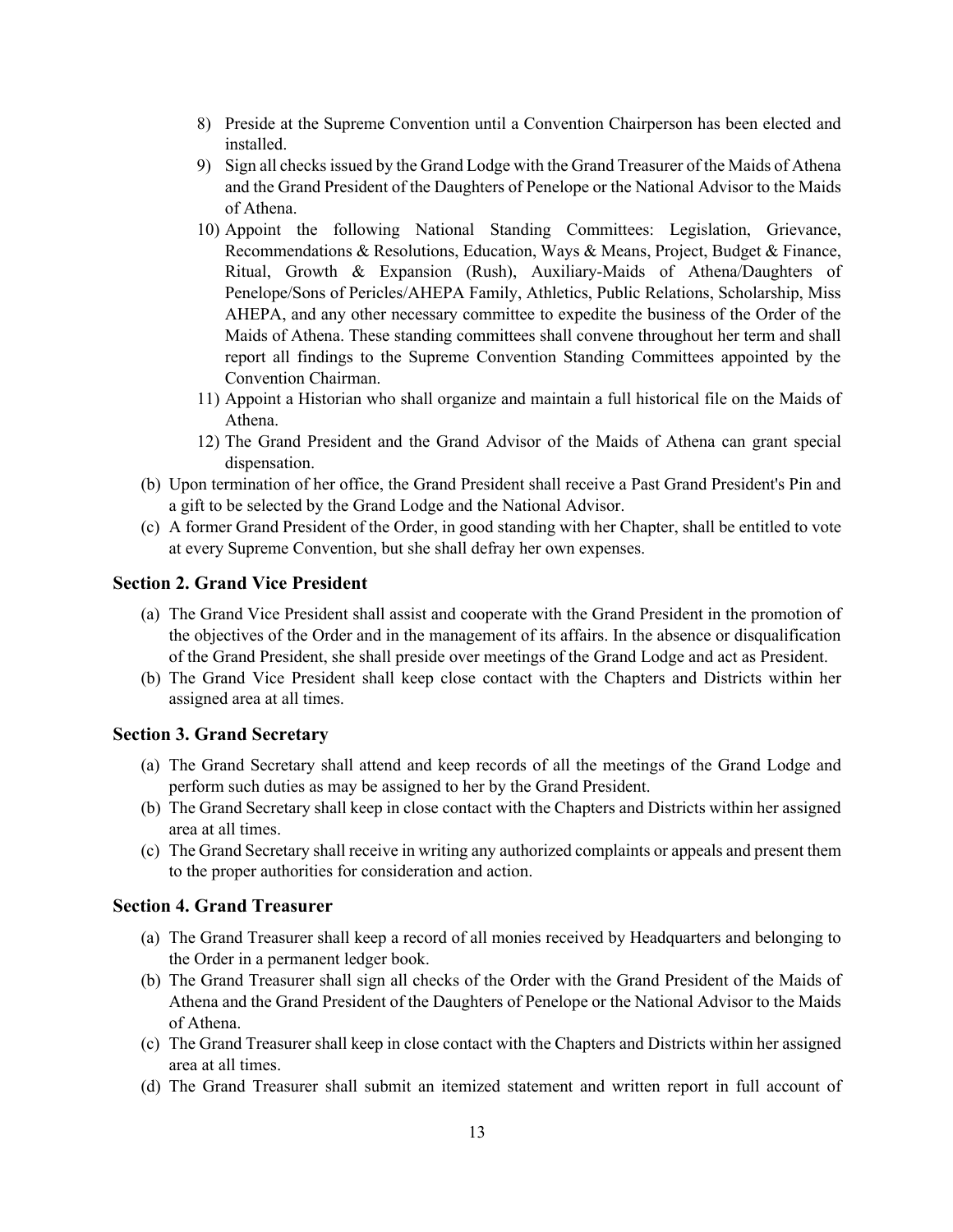8) Preside at the Supreme Convention until a Convention Chairperson has been elected and installed.
9) Sign all checks issued by the Grand Lodge with the Grand Treasurer of the Maids of Athena and the Grand President of the Daughters of Penelope or the National Advisor to the Maids of Athena.
10) Appoint the following National Standing Committees: Legislation, Grievance, Recommendations & Resolutions, Education, Ways & Means, Project, Budget & Finance, Ritual, Growth & Expansion (Rush), Auxiliary-Maids of Athena/Daughters of Penelope/Sons of Pericles/AHEPA Family, Athletics, Public Relations, Scholarship, Miss AHEPA, and any other necessary committee to expedite the business of the Order of the Maids of Athena. These standing committees shall convene throughout her term and shall report all findings to the Supreme Convention Standing Committees appointed by the Convention Chairman.
11) Appoint a Historian who shall organize and maintain a full historical file on the Maids of Athena.
12) The Grand President and the Grand Advisor of the Maids of Athena can grant special dispensation.

(b) Upon termination of her office, the Grand President shall receive a Past Grand President's Pin and a gift to be selected by the Grand Lodge and the National Advisor.

(c) A former Grand President of the Order, in good standing with her Chapter, shall be entitled to vote at every Supreme Convention, but she shall defray her own expenses.

### Section 2. Grand Vice President

(a) The Grand Vice President shall assist and cooperate with the Grand President in the promotion of the objectives of the Order and in the management of its affairs. In the absence or disqualification of the Grand President, she shall preside over meetings of the Grand Lodge and act as President.

(b) The Grand Vice President shall keep close contact with the Chapters and Districts within her assigned area at all times.

### Section 3. Grand Secretary

(a) The Grand Secretary shall attend and keep records of all the meetings of the Grand Lodge and perform such duties as may be assigned to her by the Grand President.

(b) The Grand Secretary shall keep in close contact with the Chapters and Districts within her assigned area at all times.

(c) The Grand Secretary shall receive in writing any authorized complaints or appeals and present them to the proper authorities for consideration and action.

### Section 4. Grand Treasurer

(a) The Grand Treasurer shall keep a record of all monies received by Headquarters and belonging to the Order in a permanent ledger book.

(b) The Grand Treasurer shall sign all checks of the Order with the Grand President of the Maids of Athena and the Grand President of the Daughters of Penelope or the National Advisor to the Maids of Athena.

(c) The Grand Treasurer shall keep in close contact with the Chapters and Districts within her assigned area at all times.

(d) The Grand Treasurer shall submit an itemized statement and written report in full account of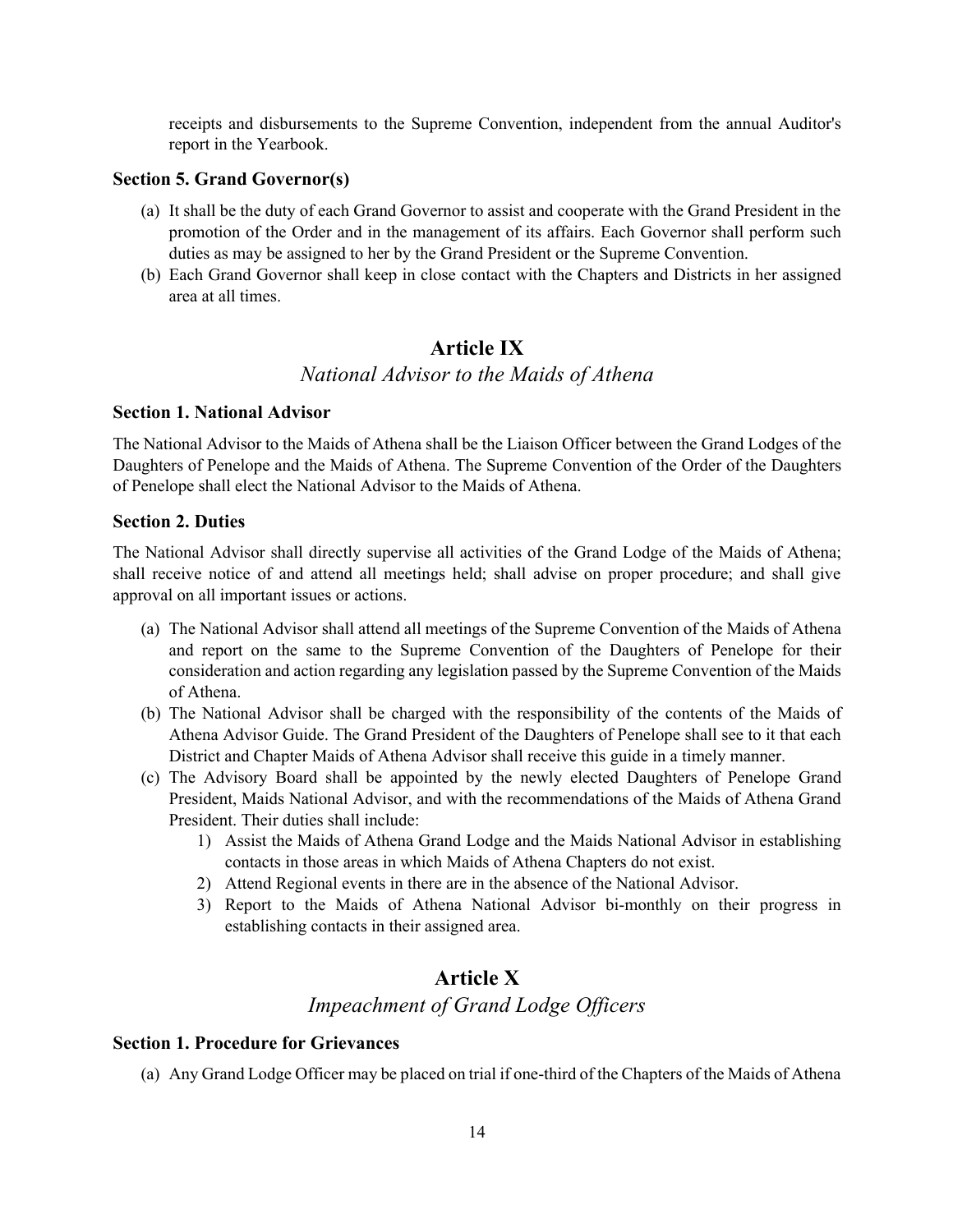receipts and disbursements to the Supreme Convention, independent from the annual Auditor's report in the Yearbook.

### Section 5. Grand Governor(s)

(a) It shall be the duty of each Grand Governor to assist and cooperate with the Grand President in the promotion of the Order and in the management of its affairs. Each Governor shall perform such duties as may be assigned to her by the Grand President or the Supreme Convention.

(b) Each Grand Governor shall keep in close contact with the Chapters and Districts in her assigned area at all times.

## Article IX

*National Advisor to the Maids of Athena*

### Section 1. National Advisor

The National Advisor to the Maids of Athena shall be the Liaison Officer between the Grand Lodges of the Daughters of Penelope and the Maids of Athena. The Supreme Convention of the Order of the Daughters of Penelope shall elect the National Advisor to the Maids of Athena.

### Section 2. Duties

The National Advisor shall directly supervise all activities of the Grand Lodge of the Maids of Athena; shall receive notice of and attend all meetings held; shall advise on proper procedure; and shall give approval on all important issues or actions.

(a) The National Advisor shall attend all meetings of the Supreme Convention of the Maids of Athena and report on the same to the Supreme Convention of the Daughters of Penelope for their consideration and action regarding any legislation passed by the Supreme Convention of the Maids of Athena.

(b) The National Advisor shall be charged with the responsibility of the contents of the Maids of Athena Advisor Guide. The Grand President of the Daughters of Penelope shall see to it that each District and Chapter Maids of Athena Advisor shall receive this guide in a timely manner.

(c) The Advisory Board shall be appointed by the newly elected Daughters of Penelope Grand President, Maids National Advisor, and with the recommendations of the Maids of Athena Grand President. Their duties shall include:
   1) Assist the Maids of Athena Grand Lodge and the Maids National Advisor in establishing contacts in those areas in which Maids of Athena Chapters do not exist.
   2) Attend Regional events in there are in the absence of the National Advisor.
   3) Report to the Maids of Athena National Advisor bi-monthly on their progress in establishing contacts in their assigned area.

## Article X

*Impeachment of Grand Lodge Officers*

### Section 1. Procedure for Grievances

(a) Any Grand Lodge Officer may be placed on trial if one-third of the Chapters of the Maids of Athena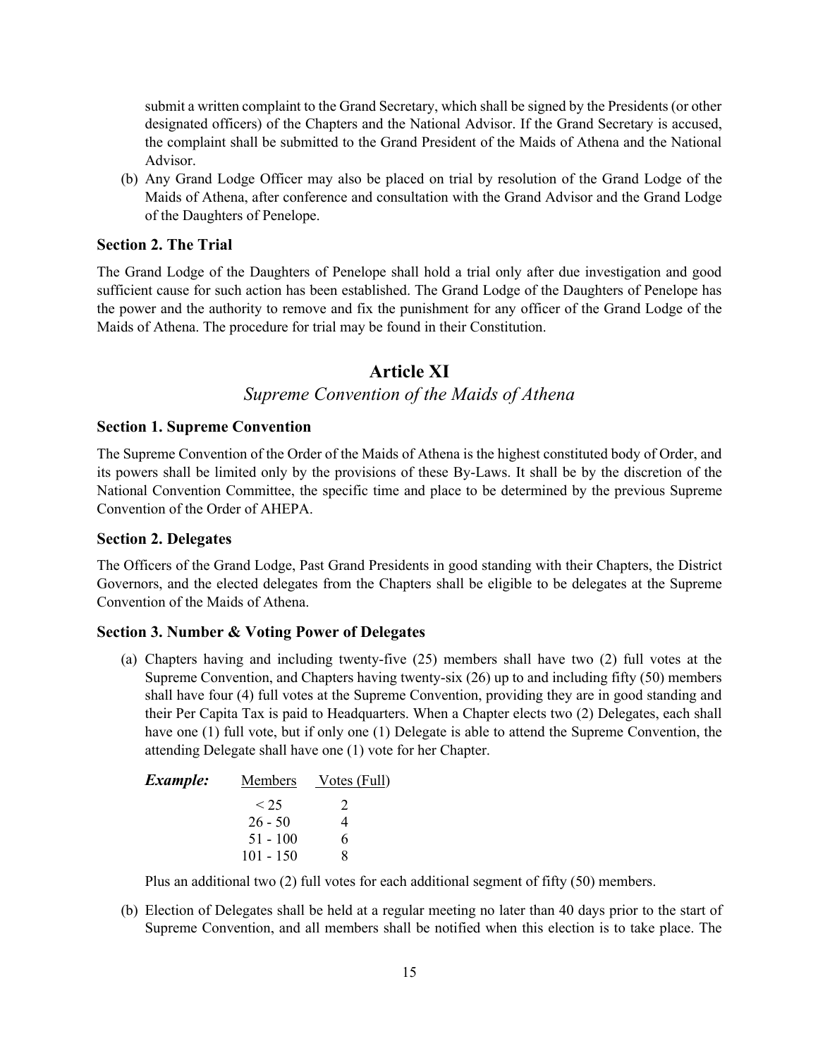submit a written complaint to the Grand Secretary, which shall be signed by the Presidents (or other designated officers) of the Chapters and the National Advisor. If the Grand Secretary is accused, the complaint shall be submitted to the Grand President of the Maids of Athena and the National Advisor.

(b) Any Grand Lodge Officer may also be placed on trial by resolution of the Grand Lodge of the Maids of Athena, after conference and consultation with the Grand Advisor and the Grand Lodge of the Daughters of Penelope.

### Section 2. The Trial

The Grand Lodge of the Daughters of Penelope shall hold a trial only after due investigation and good sufficient cause for such action has been established. The Grand Lodge of the Daughters of Penelope has the power and the authority to remove and fix the punishment for any officer of the Grand Lodge of the Maids of Athena. The procedure for trial may be found in their Constitution.

## Article XI

*Supreme Convention of the Maids of Athena*

### Section 1. Supreme Convention

The Supreme Convention of the Order of the Maids of Athena is the highest constituted body of Order, and its powers shall be limited only by the provisions of these By-Laws. It shall be by the discretion of the National Convention Committee, the specific time and place to be determined by the previous Supreme Convention of the Order of AHEPA.

### Section 2. Delegates

The Officers of the Grand Lodge, Past Grand Presidents in good standing with their Chapters, the District Governors, and the elected delegates from the Chapters shall be eligible to be delegates at the Supreme Convention of the Maids of Athena.

### Section 3. Number & Voting Power of Delegates

(a) Chapters having and including twenty-five (25) members shall have two (2) full votes at the Supreme Convention, and Chapters having twenty-six (26) up to and including fifty (50) members shall have four (4) full votes at the Supreme Convention, providing they are in good standing and their Per Capita Tax is paid to Headquarters. When a Chapter elects two (2) Delegates, each shall have one (1) full vote, but if only one (1) Delegate is able to attend the Supreme Convention, the attending Delegate shall have one (1) vote for her Chapter.

***Example:***

| Members | Votes (Full) |
|---|---|
| < 25 | 2 |
| 26 - 50 | 4 |
| 51 - 100 | 6 |
| 101 - 150 | 8 |

Plus an additional two (2) full votes for each additional segment of fifty (50) members.

(b) Election of Delegates shall be held at a regular meeting no later than 40 days prior to the start of Supreme Convention, and all members shall be notified when this election is to take place. The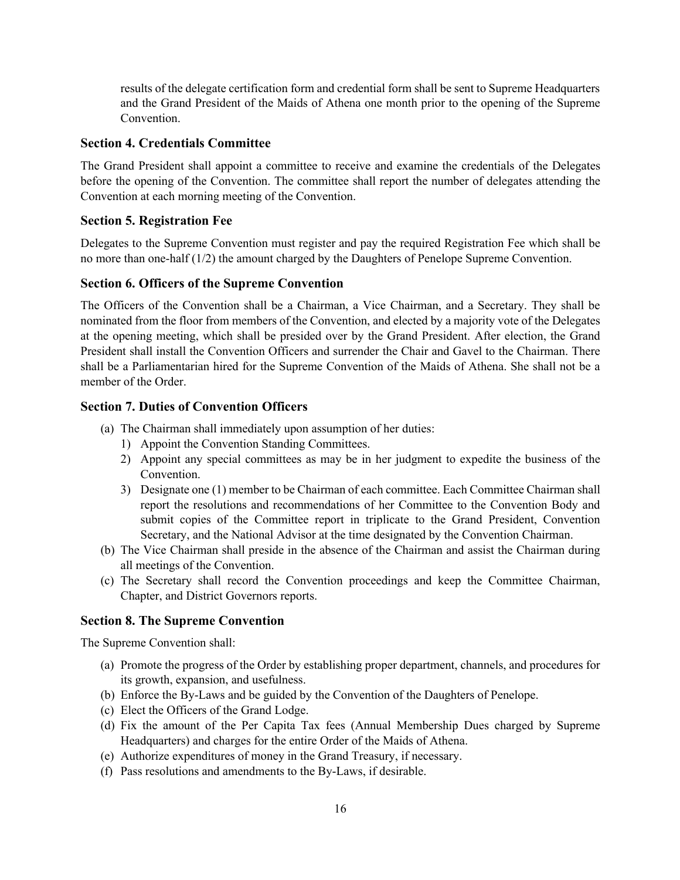results of the delegate certification form and credential form shall be sent to Supreme Headquarters and the Grand President of the Maids of Athena one month prior to the opening of the Supreme Convention.

### Section 4. Credentials Committee

The Grand President shall appoint a committee to receive and examine the credentials of the Delegates before the opening of the Convention. The committee shall report the number of delegates attending the Convention at each morning meeting of the Convention.

### Section 5. Registration Fee

Delegates to the Supreme Convention must register and pay the required Registration Fee which shall be no more than one-half (1/2) the amount charged by the Daughters of Penelope Supreme Convention.

### Section 6. Officers of the Supreme Convention

The Officers of the Convention shall be a Chairman, a Vice Chairman, and a Secretary. They shall be nominated from the floor from members of the Convention, and elected by a majority vote of the Delegates at the opening meeting, which shall be presided over by the Grand President. After election, the Grand President shall install the Convention Officers and surrender the Chair and Gavel to the Chairman. There shall be a Parliamentarian hired for the Supreme Convention of the Maids of Athena. She shall not be a member of the Order.

### Section 7. Duties of Convention Officers

(a) The Chairman shall immediately upon assumption of her duties:
   1) Appoint the Convention Standing Committees.
   2) Appoint any special committees as may be in her judgment to expedite the business of the Convention.
   3) Designate one (1) member to be Chairman of each committee. Each Committee Chairman shall report the resolutions and recommendations of her Committee to the Convention Body and submit copies of the Committee report in triplicate to the Grand President, Convention Secretary, and the National Advisor at the time designated by the Convention Chairman.

(b) The Vice Chairman shall preside in the absence of the Chairman and assist the Chairman during all meetings of the Convention.

(c) The Secretary shall record the Convention proceedings and keep the Committee Chairman, Chapter, and District Governors reports.

### Section 8. The Supreme Convention

The Supreme Convention shall:

(a) Promote the progress of the Order by establishing proper department, channels, and procedures for its growth, expansion, and usefulness.

(b) Enforce the By-Laws and be guided by the Convention of the Daughters of Penelope.

(c) Elect the Officers of the Grand Lodge.

(d) Fix the amount of the Per Capita Tax fees (Annual Membership Dues charged by Supreme Headquarters) and charges for the entire Order of the Maids of Athena.

(e) Authorize expenditures of money in the Grand Treasury, if necessary.

(f) Pass resolutions and amendments to the By-Laws, if desirable.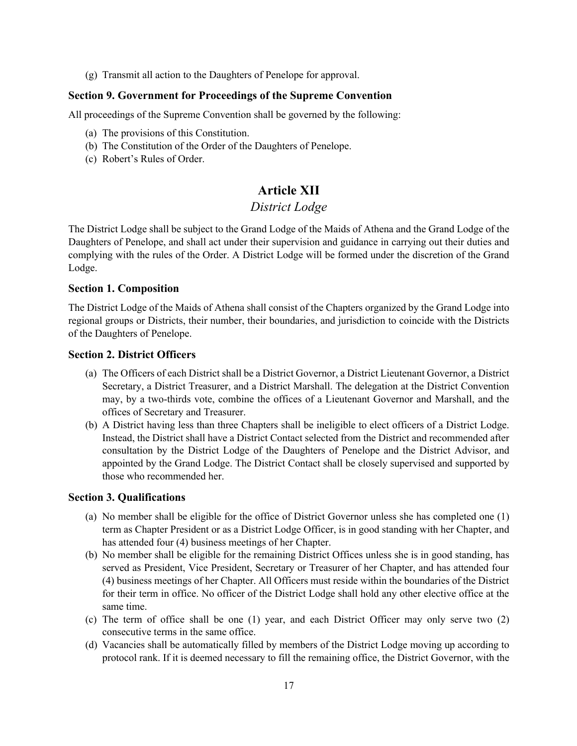(g) Transmit all action to the Daughters of Penelope for approval.

### Section 9. Government for Proceedings of the Supreme Convention

All proceedings of the Supreme Convention shall be governed by the following:

(a) The provisions of this Constitution.
(b) The Constitution of the Order of the Daughters of Penelope.
(c) Robert's Rules of Order.

## Article XII

*District Lodge*

The District Lodge shall be subject to the Grand Lodge of the Maids of Athena and the Grand Lodge of the Daughters of Penelope, and shall act under their supervision and guidance in carrying out their duties and complying with the rules of the Order. A District Lodge will be formed under the discretion of the Grand Lodge.

### Section 1. Composition

The District Lodge of the Maids of Athena shall consist of the Chapters organized by the Grand Lodge into regional groups or Districts, their number, their boundaries, and jurisdiction to coincide with the Districts of the Daughters of Penelope.

### Section 2. District Officers

(a) The Officers of each District shall be a District Governor, a District Lieutenant Governor, a District Secretary, a District Treasurer, and a District Marshall. The delegation at the District Convention may, by a two-thirds vote, combine the offices of a Lieutenant Governor and Marshall, and the offices of Secretary and Treasurer.
(b) A District having less than three Chapters shall be ineligible to elect officers of a District Lodge. Instead, the District shall have a District Contact selected from the District and recommended after consultation by the District Lodge of the Daughters of Penelope and the District Advisor, and appointed by the Grand Lodge. The District Contact shall be closely supervised and supported by those who recommended her.

### Section 3. Qualifications

(a) No member shall be eligible for the office of District Governor unless she has completed one (1) term as Chapter President or as a District Lodge Officer, is in good standing with her Chapter, and has attended four (4) business meetings of her Chapter.
(b) No member shall be eligible for the remaining District Offices unless she is in good standing, has served as President, Vice President, Secretary or Treasurer of her Chapter, and has attended four (4) business meetings of her Chapter. All Officers must reside within the boundaries of the District for their term in office. No officer of the District Lodge shall hold any other elective office at the same time.
(c) The term of office shall be one (1) year, and each District Officer may only serve two (2) consecutive terms in the same office.
(d) Vacancies shall be automatically filled by members of the District Lodge moving up according to protocol rank. If it is deemed necessary to fill the remaining office, the District Governor, with the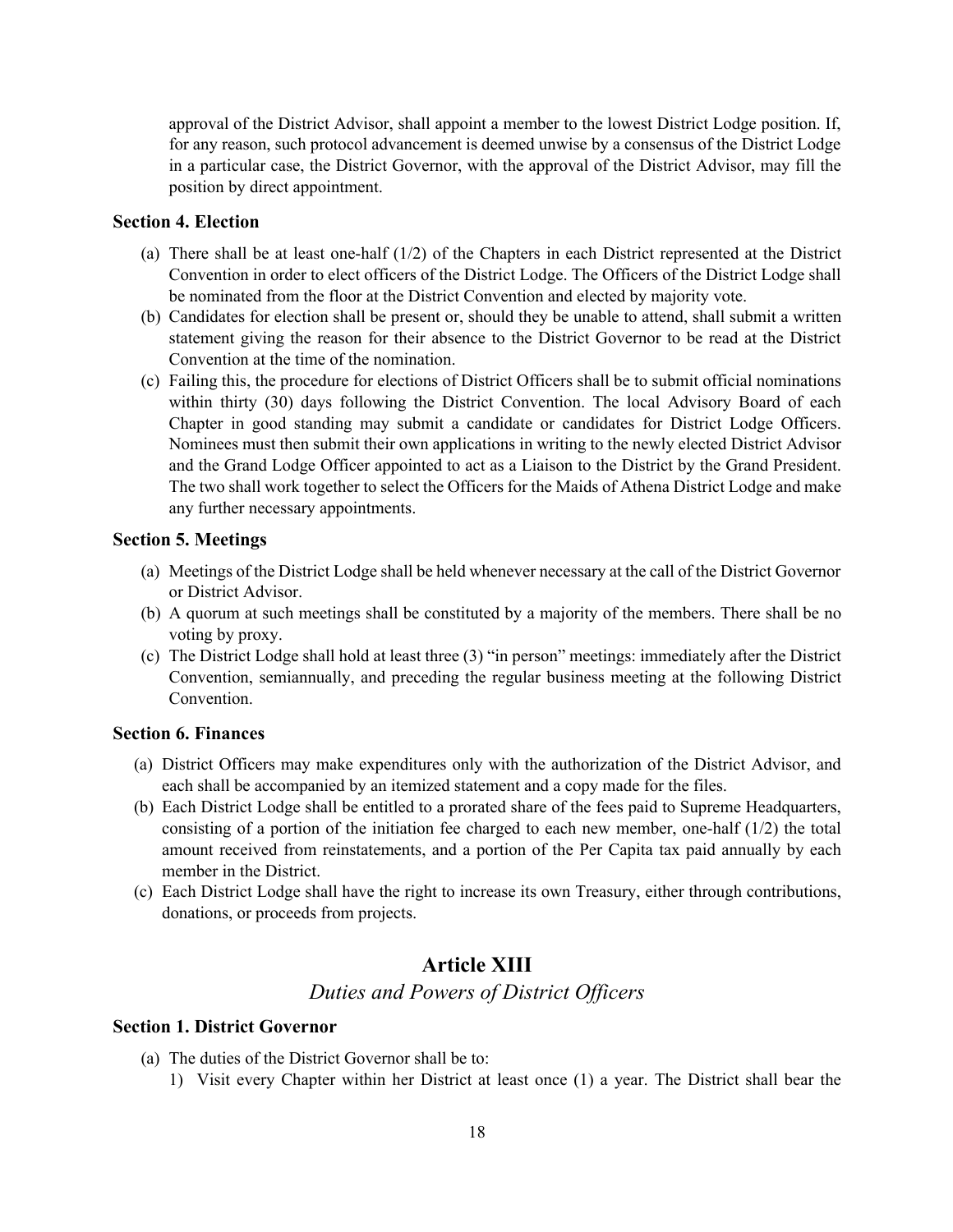approval of the District Advisor, shall appoint a member to the lowest District Lodge position. If, for any reason, such protocol advancement is deemed unwise by a consensus of the District Lodge in a particular case, the District Governor, with the approval of the District Advisor, may fill the position by direct appointment.

### Section 4. Election

(a) There shall be at least one-half (1/2) of the Chapters in each District represented at the District Convention in order to elect officers of the District Lodge. The Officers of the District Lodge shall be nominated from the floor at the District Convention and elected by majority vote.

(b) Candidates for election shall be present or, should they be unable to attend, shall submit a written statement giving the reason for their absence to the District Governor to be read at the District Convention at the time of the nomination.

(c) Failing this, the procedure for elections of District Officers shall be to submit official nominations within thirty (30) days following the District Convention. The local Advisory Board of each Chapter in good standing may submit a candidate or candidates for District Lodge Officers. Nominees must then submit their own applications in writing to the newly elected District Advisor and the Grand Lodge Officer appointed to act as a Liaison to the District by the Grand President. The two shall work together to select the Officers for the Maids of Athena District Lodge and make any further necessary appointments.

### Section 5. Meetings

(a) Meetings of the District Lodge shall be held whenever necessary at the call of the District Governor or District Advisor.

(b) A quorum at such meetings shall be constituted by a majority of the members. There shall be no voting by proxy.

(c) The District Lodge shall hold at least three (3) "in person" meetings: immediately after the District Convention, semiannually, and preceding the regular business meeting at the following District Convention.

### Section 6. Finances

(a) District Officers may make expenditures only with the authorization of the District Advisor, and each shall be accompanied by an itemized statement and a copy made for the files.

(b) Each District Lodge shall be entitled to a prorated share of the fees paid to Supreme Headquarters, consisting of a portion of the initiation fee charged to each new member, one-half (1/2) the total amount received from reinstatements, and a portion of the Per Capita tax paid annually by each member in the District.

(c) Each District Lodge shall have the right to increase its own Treasury, either through contributions, donations, or proceeds from projects.

## Article XIII

*Duties and Powers of District Officers*

### Section 1. District Governor

(a) The duties of the District Governor shall be to:

1) Visit every Chapter within her District at least once (1) a year. The District shall bear the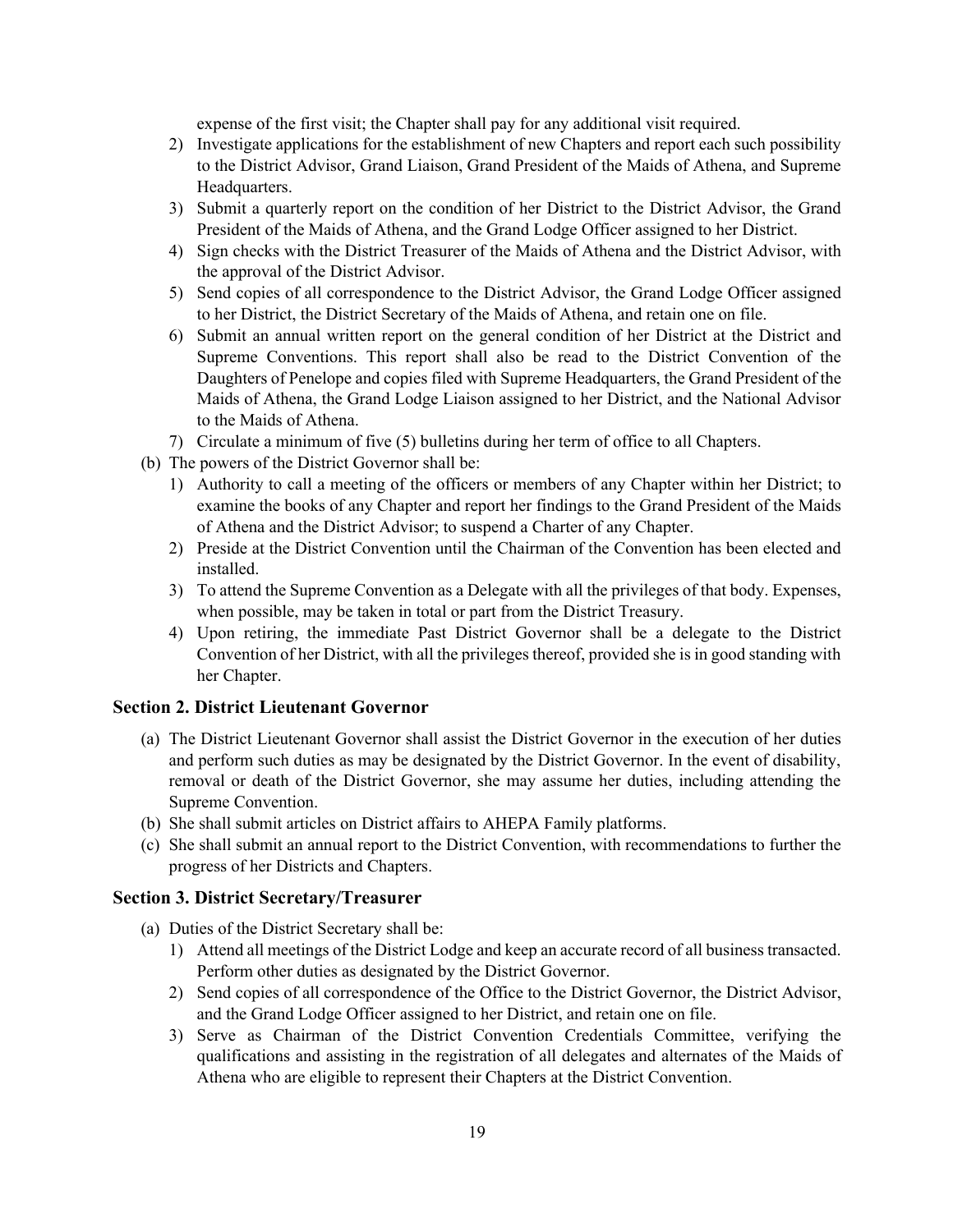expense of the first visit; the Chapter shall pay for any additional visit required.

2) Investigate applications for the establishment of new Chapters and report each such possibility to the District Advisor, Grand Liaison, Grand President of the Maids of Athena, and Supreme Headquarters.
3) Submit a quarterly report on the condition of her District to the District Advisor, the Grand President of the Maids of Athena, and the Grand Lodge Officer assigned to her District.
4) Sign checks with the District Treasurer of the Maids of Athena and the District Advisor, with the approval of the District Advisor.
5) Send copies of all correspondence to the District Advisor, the Grand Lodge Officer assigned to her District, the District Secretary of the Maids of Athena, and retain one on file.
6) Submit an annual written report on the general condition of her District at the District and Supreme Conventions. This report shall also be read to the District Convention of the Daughters of Penelope and copies filed with Supreme Headquarters, the Grand President of the Maids of Athena, the Grand Lodge Liaison assigned to her District, and the National Advisor to the Maids of Athena.
7) Circulate a minimum of five (5) bulletins during her term of office to all Chapters.

(b) The powers of the District Governor shall be:

1) Authority to call a meeting of the officers or members of any Chapter within her District; to examine the books of any Chapter and report her findings to the Grand President of the Maids of Athena and the District Advisor; to suspend a Charter of any Chapter.
2) Preside at the District Convention until the Chairman of the Convention has been elected and installed.
3) To attend the Supreme Convention as a Delegate with all the privileges of that body. Expenses, when possible, may be taken in total or part from the District Treasury.
4) Upon retiring, the immediate Past District Governor shall be a delegate to the District Convention of her District, with all the privileges thereof, provided she is in good standing with her Chapter.

### Section 2. District Lieutenant Governor

(a) The District Lieutenant Governor shall assist the District Governor in the execution of her duties and perform such duties as may be designated by the District Governor. In the event of disability, removal or death of the District Governor, she may assume her duties, including attending the Supreme Convention.

(b) She shall submit articles on District affairs to AHEPA Family platforms.

(c) She shall submit an annual report to the District Convention, with recommendations to further the progress of her Districts and Chapters.

### Section 3. District Secretary/Treasurer

(a) Duties of the District Secretary shall be:

1) Attend all meetings of the District Lodge and keep an accurate record of all business transacted. Perform other duties as designated by the District Governor.
2) Send copies of all correspondence of the Office to the District Governor, the District Advisor, and the Grand Lodge Officer assigned to her District, and retain one on file.
3) Serve as Chairman of the District Convention Credentials Committee, verifying the qualifications and assisting in the registration of all delegates and alternates of the Maids of Athena who are eligible to represent their Chapters at the District Convention.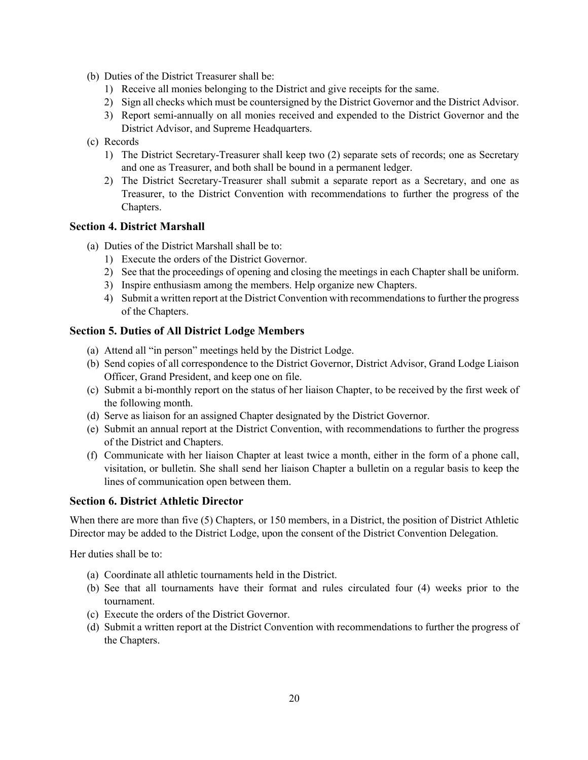(b) Duties of the District Treasurer shall be:
   1) Receive all monies belonging to the District and give receipts for the same.
   2) Sign all checks which must be countersigned by the District Governor and the District Advisor.
   3) Report semi-annually on all monies received and expended to the District Governor and the District Advisor, and Supreme Headquarters.

(c) Records
   1) The District Secretary-Treasurer shall keep two (2) separate sets of records; one as Secretary and one as Treasurer, and both shall be bound in a permanent ledger.
   2) The District Secretary-Treasurer shall submit a separate report as a Secretary, and one as Treasurer, to the District Convention with recommendations to further the progress of the Chapters.

### Section 4. District Marshall

(a) Duties of the District Marshall shall be to:
   1) Execute the orders of the District Governor.
   2) See that the proceedings of opening and closing the meetings in each Chapter shall be uniform.
   3) Inspire enthusiasm among the members. Help organize new Chapters.
   4) Submit a written report at the District Convention with recommendations to further the progress of the Chapters.

### Section 5. Duties of All District Lodge Members

(a) Attend all "in person" meetings held by the District Lodge.
(b) Send copies of all correspondence to the District Governor, District Advisor, Grand Lodge Liaison Officer, Grand President, and keep one on file.
(c) Submit a bi-monthly report on the status of her liaison Chapter, to be received by the first week of the following month.
(d) Serve as liaison for an assigned Chapter designated by the District Governor.
(e) Submit an annual report at the District Convention, with recommendations to further the progress of the District and Chapters.
(f) Communicate with her liaison Chapter at least twice a month, either in the form of a phone call, visitation, or bulletin. She shall send her liaison Chapter a bulletin on a regular basis to keep the lines of communication open between them.

### Section 6. District Athletic Director

When there are more than five (5) Chapters, or 150 members, in a District, the position of District Athletic Director may be added to the District Lodge, upon the consent of the District Convention Delegation.

Her duties shall be to:

(a) Coordinate all athletic tournaments held in the District.
(b) See that all tournaments have their format and rules circulated four (4) weeks prior to the tournament.
(c) Execute the orders of the District Governor.
(d) Submit a written report at the District Convention with recommendations to further the progress of the Chapters.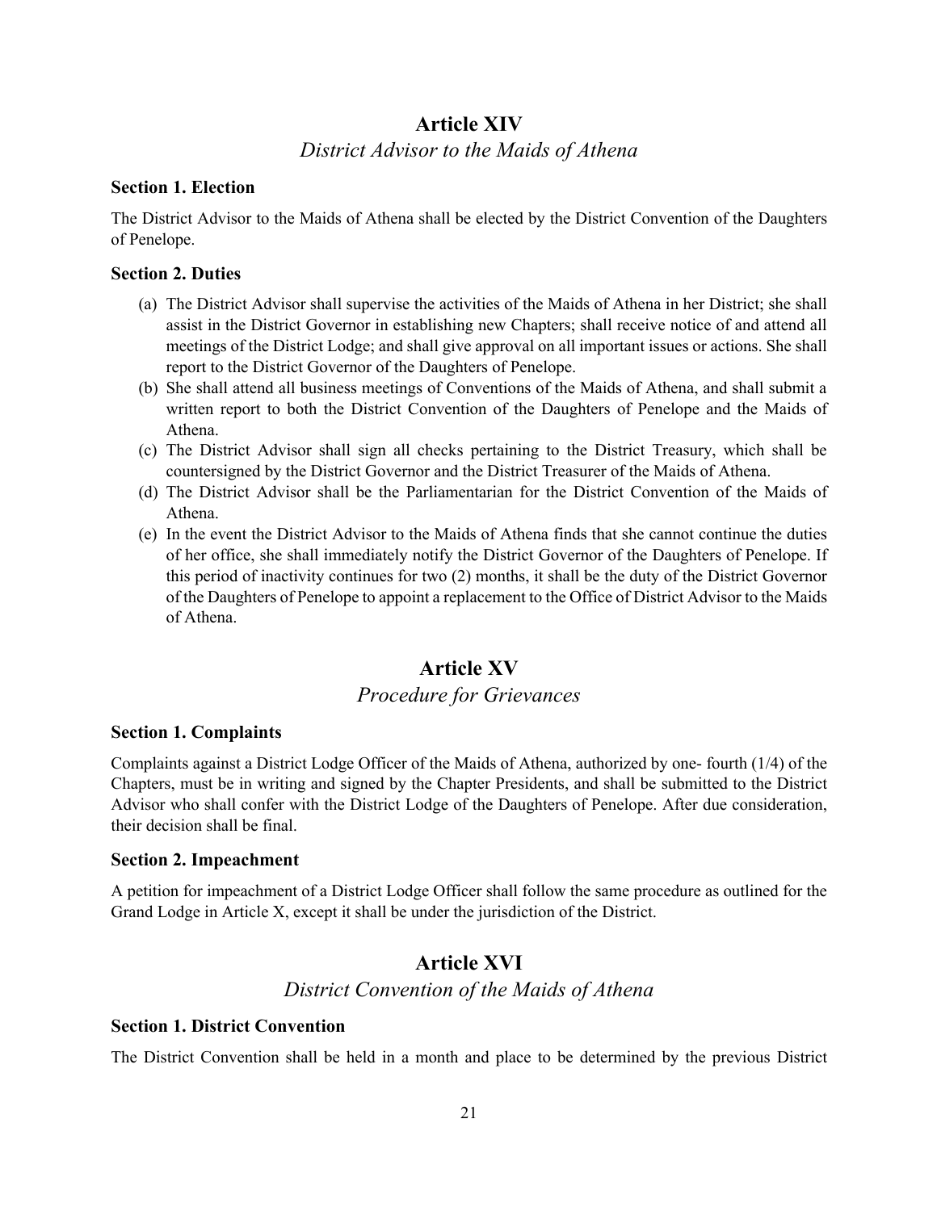## Article XIV

*District Advisor to the Maids of Athena*

### Section 1. Election

The District Advisor to the Maids of Athena shall be elected by the District Convention of the Daughters of Penelope.

### Section 2. Duties

(a) The District Advisor shall supervise the activities of the Maids of Athena in her District; she shall assist in the District Governor in establishing new Chapters; shall receive notice of and attend all meetings of the District Lodge; and shall give approval on all important issues or actions. She shall report to the District Governor of the Daughters of Penelope.

(b) She shall attend all business meetings of Conventions of the Maids of Athena, and shall submit a written report to both the District Convention of the Daughters of Penelope and the Maids of Athena.

(c) The District Advisor shall sign all checks pertaining to the District Treasury, which shall be countersigned by the District Governor and the District Treasurer of the Maids of Athena.

(d) The District Advisor shall be the Parliamentarian for the District Convention of the Maids of Athena.

(e) In the event the District Advisor to the Maids of Athena finds that she cannot continue the duties of her office, she shall immediately notify the District Governor of the Daughters of Penelope. If this period of inactivity continues for two (2) months, it shall be the duty of the District Governor of the Daughters of Penelope to appoint a replacement to the Office of District Advisor to the Maids of Athena.

## Article XV

*Procedure for Grievances*

### Section 1. Complaints

Complaints against a District Lodge Officer of the Maids of Athena, authorized by one- fourth (1/4) of the Chapters, must be in writing and signed by the Chapter Presidents, and shall be submitted to the District Advisor who shall confer with the District Lodge of the Daughters of Penelope. After due consideration, their decision shall be final.

### Section 2. Impeachment

A petition for impeachment of a District Lodge Officer shall follow the same procedure as outlined for the Grand Lodge in Article X, except it shall be under the jurisdiction of the District.

## Article XVI

*District Convention of the Maids of Athena*

### Section 1. District Convention

The District Convention shall be held in a month and place to be determined by the previous District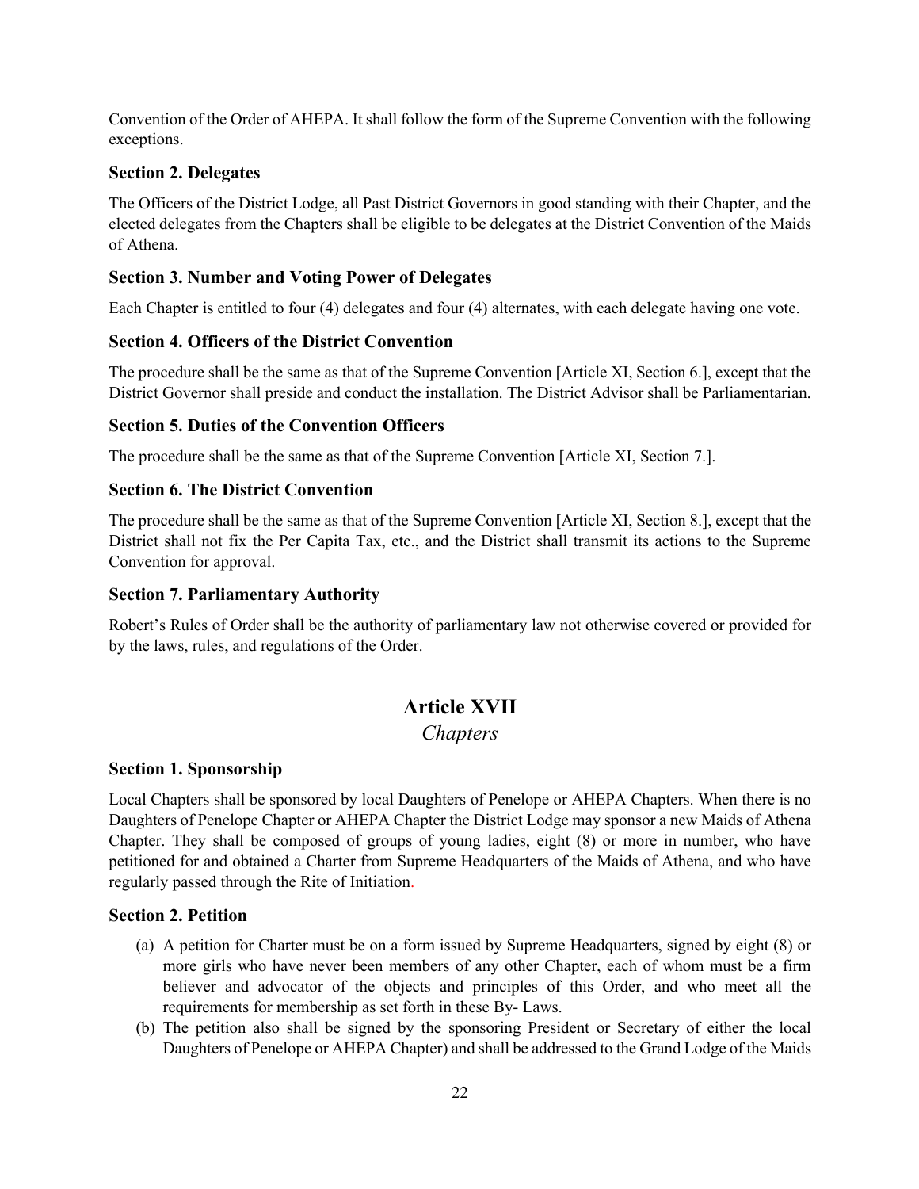Convention of the Order of AHEPA. It shall follow the form of the Supreme Convention with the following exceptions.

### Section 2. Delegates

The Officers of the District Lodge, all Past District Governors in good standing with their Chapter, and the elected delegates from the Chapters shall be eligible to be delegates at the District Convention of the Maids of Athena.

### Section 3. Number and Voting Power of Delegates

Each Chapter is entitled to four (4) delegates and four (4) alternates, with each delegate having one vote.

### Section 4. Officers of the District Convention

The procedure shall be the same as that of the Supreme Convention [Article XI, Section 6.], except that the District Governor shall preside and conduct the installation. The District Advisor shall be Parliamentarian.

### Section 5. Duties of the Convention Officers

The procedure shall be the same as that of the Supreme Convention [Article XI, Section 7.].

### Section 6. The District Convention

The procedure shall be the same as that of the Supreme Convention [Article XI, Section 8.], except that the District shall not fix the Per Capita Tax, etc., and the District shall transmit its actions to the Supreme Convention for approval.

### Section 7. Parliamentary Authority

Robert's Rules of Order shall be the authority of parliamentary law not otherwise covered or provided for by the laws, rules, and regulations of the Order.

## Article XVII

*Chapters*

### Section 1. Sponsorship

Local Chapters shall be sponsored by local Daughters of Penelope or AHEPA Chapters. When there is no Daughters of Penelope Chapter or AHEPA Chapter the District Lodge may sponsor a new Maids of Athena Chapter. They shall be composed of groups of young ladies, eight (8) or more in number, who have petitioned for and obtained a Charter from Supreme Headquarters of the Maids of Athena, and who have regularly passed through the Rite of Initiation.

### Section 2. Petition

(a) A petition for Charter must be on a form issued by Supreme Headquarters, signed by eight (8) or more girls who have never been members of any other Chapter, each of whom must be a firm believer and advocator of the objects and principles of this Order, and who meet all the requirements for membership as set forth in these By- Laws.

(b) The petition also shall be signed by the sponsoring President or Secretary of either the local Daughters of Penelope or AHEPA Chapter) and shall be addressed to the Grand Lodge of the Maids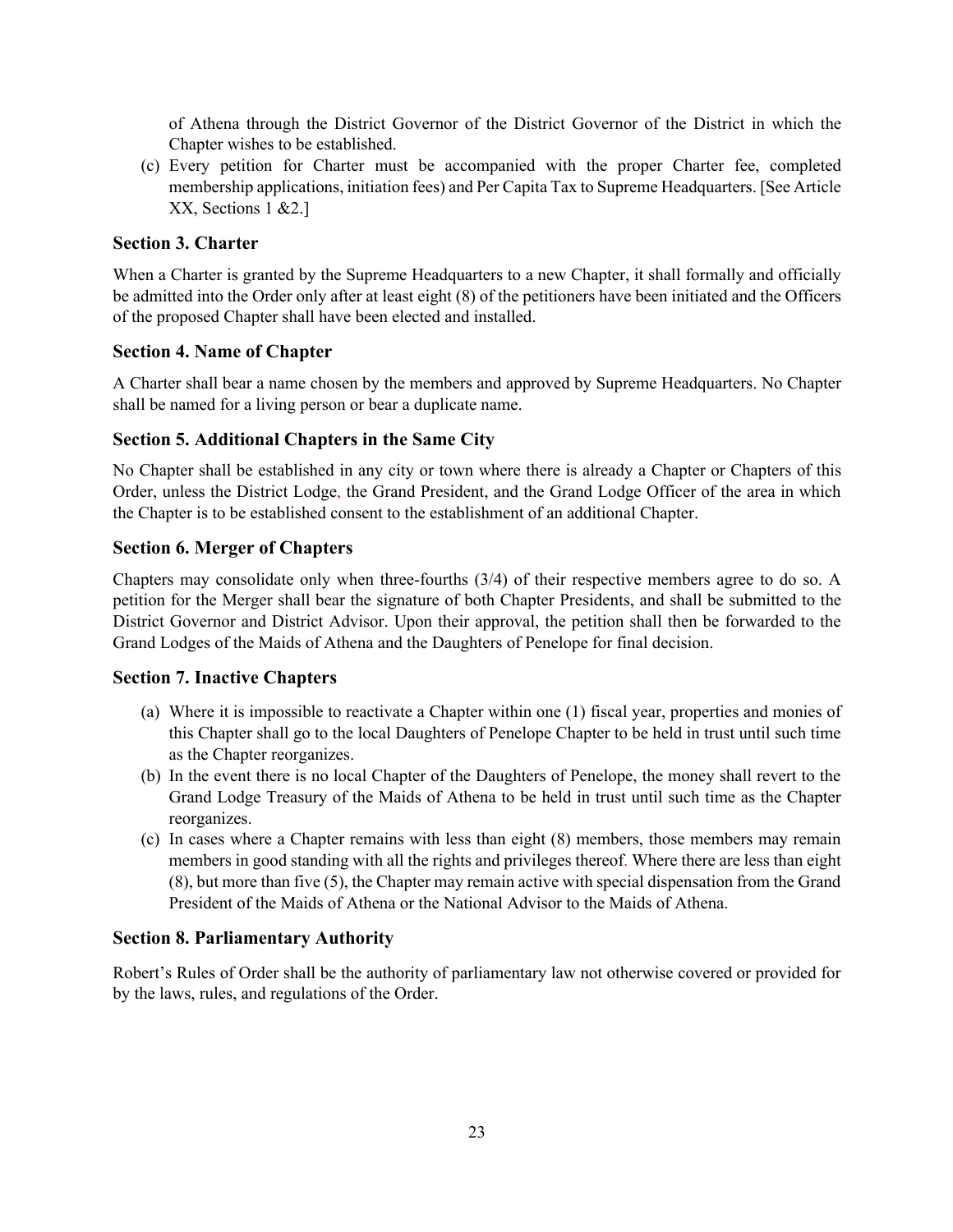of Athena through the District Governor of the District Governor of the District in which the Chapter wishes to be established.

(c) Every petition for Charter must be accompanied with the proper Charter fee, completed membership applications, initiation fees) and Per Capita Tax to Supreme Headquarters. [See Article XX, Sections 1 &2.]

### Section 3. Charter

When a Charter is granted by the Supreme Headquarters to a new Chapter, it shall formally and officially be admitted into the Order only after at least eight (8) of the petitioners have been initiated and the Officers of the proposed Chapter shall have been elected and installed.

### Section 4. Name of Chapter

A Charter shall bear a name chosen by the members and approved by Supreme Headquarters. No Chapter shall be named for a living person or bear a duplicate name.

### Section 5. Additional Chapters in the Same City

No Chapter shall be established in any city or town where there is already a Chapter or Chapters of this Order, unless the District Lodge, the Grand President, and the Grand Lodge Officer of the area in which the Chapter is to be established consent to the establishment of an additional Chapter.

### Section 6. Merger of Chapters

Chapters may consolidate only when three-fourths (3/4) of their respective members agree to do so. A petition for the Merger shall bear the signature of both Chapter Presidents, and shall be submitted to the District Governor and District Advisor. Upon their approval, the petition shall then be forwarded to the Grand Lodges of the Maids of Athena and the Daughters of Penelope for final decision.

### Section 7. Inactive Chapters

(a) Where it is impossible to reactivate a Chapter within one (1) fiscal year, properties and monies of this Chapter shall go to the local Daughters of Penelope Chapter to be held in trust until such time as the Chapter reorganizes.

(b) In the event there is no local Chapter of the Daughters of Penelope, the money shall revert to the Grand Lodge Treasury of the Maids of Athena to be held in trust until such time as the Chapter reorganizes.

(c) In cases where a Chapter remains with less than eight (8) members, those members may remain members in good standing with all the rights and privileges thereof. Where there are less than eight (8), but more than five (5), the Chapter may remain active with special dispensation from the Grand President of the Maids of Athena or the National Advisor to the Maids of Athena.

### Section 8. Parliamentary Authority

Robert's Rules of Order shall be the authority of parliamentary law not otherwise covered or provided for by the laws, rules, and regulations of the Order.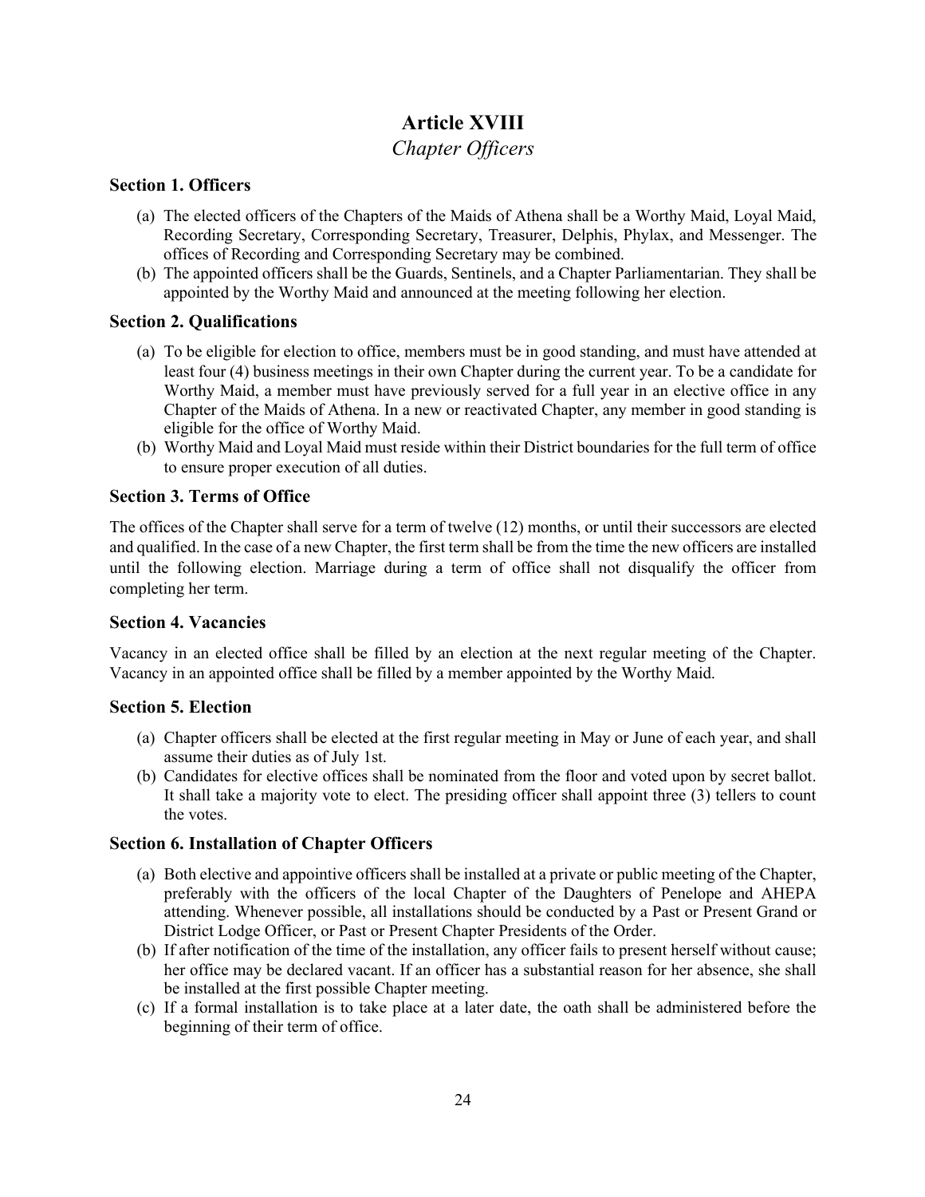# Article XVIII

*Chapter Officers*

### Section 1. Officers

(a) The elected officers of the Chapters of the Maids of Athena shall be a Worthy Maid, Loyal Maid, Recording Secretary, Corresponding Secretary, Treasurer, Delphis, Phylax, and Messenger. The offices of Recording and Corresponding Secretary may be combined.

(b) The appointed officers shall be the Guards, Sentinels, and a Chapter Parliamentarian. They shall be appointed by the Worthy Maid and announced at the meeting following her election.

### Section 2. Qualifications

(a) To be eligible for election to office, members must be in good standing, and must have attended at least four (4) business meetings in their own Chapter during the current year. To be a candidate for Worthy Maid, a member must have previously served for a full year in an elective office in any Chapter of the Maids of Athena. In a new or reactivated Chapter, any member in good standing is eligible for the office of Worthy Maid.

(b) Worthy Maid and Loyal Maid must reside within their District boundaries for the full term of office to ensure proper execution of all duties.

### Section 3. Terms of Office

The offices of the Chapter shall serve for a term of twelve (12) months, or until their successors are elected and qualified. In the case of a new Chapter, the first term shall be from the time the new officers are installed until the following election. Marriage during a term of office shall not disqualify the officer from completing her term.

### Section 4. Vacancies

Vacancy in an elected office shall be filled by an election at the next regular meeting of the Chapter. Vacancy in an appointed office shall be filled by a member appointed by the Worthy Maid.

### Section 5. Election

(a) Chapter officers shall be elected at the first regular meeting in May or June of each year, and shall assume their duties as of July 1st.

(b) Candidates for elective offices shall be nominated from the floor and voted upon by secret ballot. It shall take a majority vote to elect. The presiding officer shall appoint three (3) tellers to count the votes.

### Section 6. Installation of Chapter Officers

(a) Both elective and appointive officers shall be installed at a private or public meeting of the Chapter, preferably with the officers of the local Chapter of the Daughters of Penelope and AHEPA attending. Whenever possible, all installations should be conducted by a Past or Present Grand or District Lodge Officer, or Past or Present Chapter Presidents of the Order.

(b) If after notification of the time of the installation, any officer fails to present herself without cause; her office may be declared vacant. If an officer has a substantial reason for her absence, she shall be installed at the first possible Chapter meeting.

(c) If a formal installation is to take place at a later date, the oath shall be administered before the beginning of their term of office.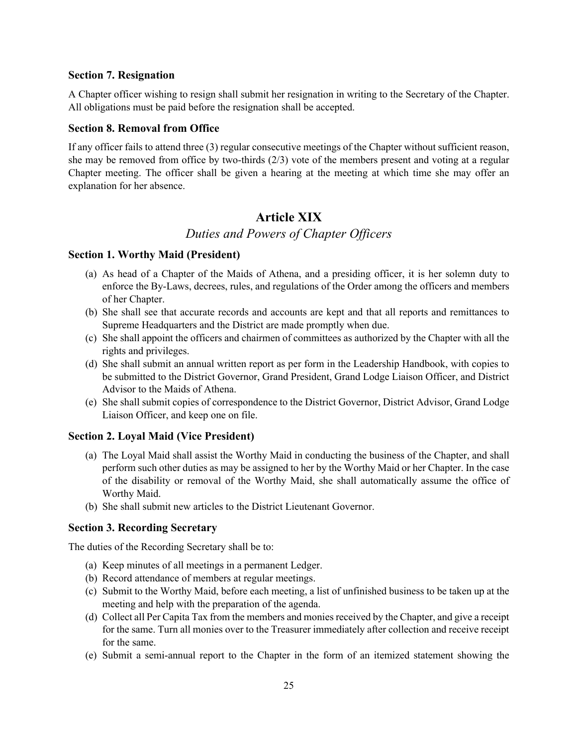### Section 7. Resignation

A Chapter officer wishing to resign shall submit her resignation in writing to the Secretary of the Chapter. All obligations must be paid before the resignation shall be accepted.

### Section 8. Removal from Office

If any officer fails to attend three (3) regular consecutive meetings of the Chapter without sufficient reason, she may be removed from office by two-thirds (2/3) vote of the members present and voting at a regular Chapter meeting. The officer shall be given a hearing at the meeting at which time she may offer an explanation for her absence.

## Article XIX

*Duties and Powers of Chapter Officers*

### Section 1. Worthy Maid (President)

(a) As head of a Chapter of the Maids of Athena, and a presiding officer, it is her solemn duty to enforce the By-Laws, decrees, rules, and regulations of the Order among the officers and members of her Chapter.
(b) She shall see that accurate records and accounts are kept and that all reports and remittances to Supreme Headquarters and the District are made promptly when due.
(c) She shall appoint the officers and chairmen of committees as authorized by the Chapter with all the rights and privileges.
(d) She shall submit an annual written report as per form in the Leadership Handbook, with copies to be submitted to the District Governor, Grand President, Grand Lodge Liaison Officer, and District Advisor to the Maids of Athena.
(e) She shall submit copies of correspondence to the District Governor, District Advisor, Grand Lodge Liaison Officer, and keep one on file.

### Section 2. Loyal Maid (Vice President)

(a) The Loyal Maid shall assist the Worthy Maid in conducting the business of the Chapter, and shall perform such other duties as may be assigned to her by the Worthy Maid or her Chapter. In the case of the disability or removal of the Worthy Maid, she shall automatically assume the office of Worthy Maid.
(b) She shall submit new articles to the District Lieutenant Governor.

### Section 3. Recording Secretary

The duties of the Recording Secretary shall be to:

(a) Keep minutes of all meetings in a permanent Ledger.
(b) Record attendance of members at regular meetings.
(c) Submit to the Worthy Maid, before each meeting, a list of unfinished business to be taken up at the meeting and help with the preparation of the agenda.
(d) Collect all Per Capita Tax from the members and monies received by the Chapter, and give a receipt for the same. Turn all monies over to the Treasurer immediately after collection and receive receipt for the same.
(e) Submit a semi-annual report to the Chapter in the form of an itemized statement showing the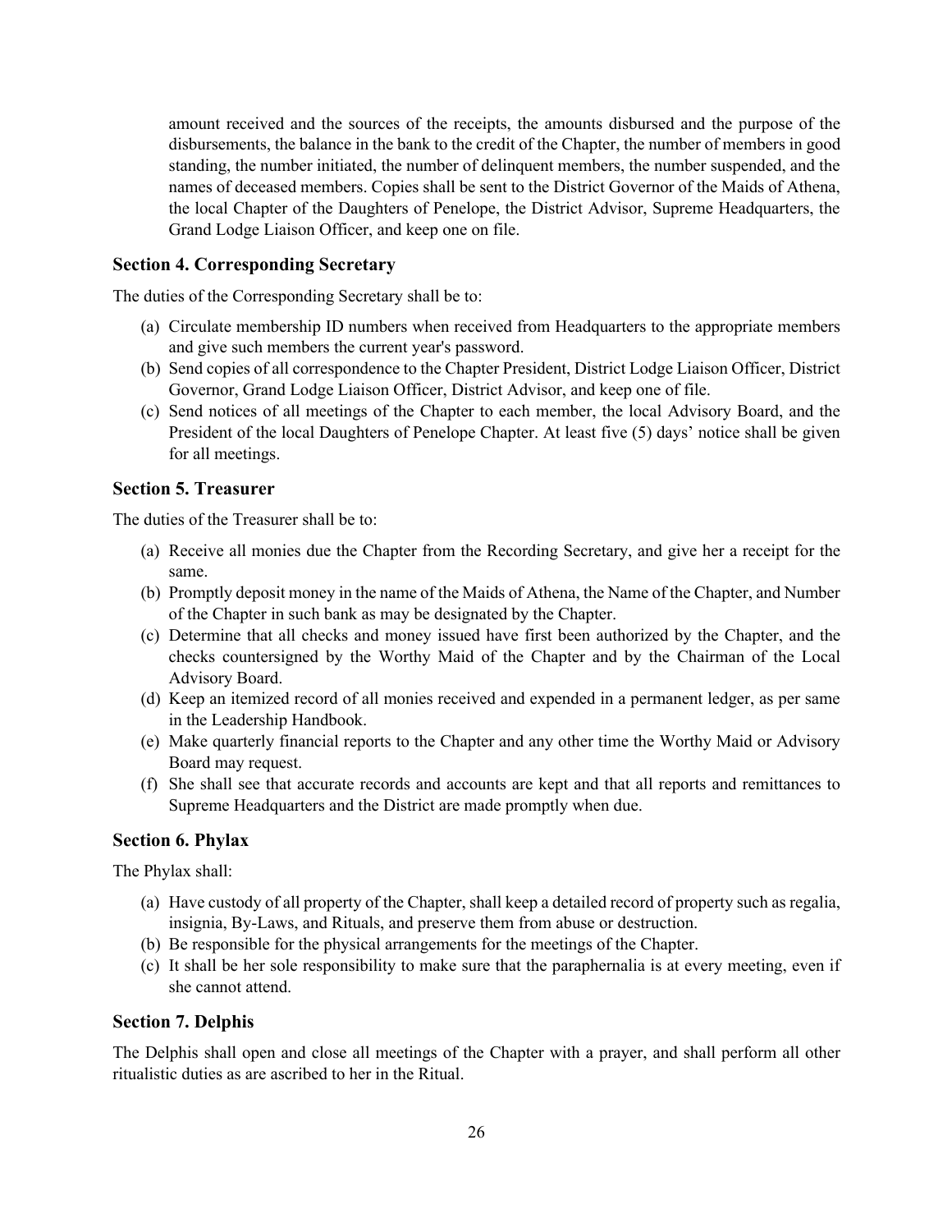amount received and the sources of the receipts, the amounts disbursed and the purpose of the disbursements, the balance in the bank to the credit of the Chapter, the number of members in good standing, the number initiated, the number of delinquent members, the number suspended, and the names of deceased members. Copies shall be sent to the District Governor of the Maids of Athena, the local Chapter of the Daughters of Penelope, the District Advisor, Supreme Headquarters, the Grand Lodge Liaison Officer, and keep one on file.

### Section 4. Corresponding Secretary

The duties of the Corresponding Secretary shall be to:

(a) Circulate membership ID numbers when received from Headquarters to the appropriate members and give such members the current year's password.
(b) Send copies of all correspondence to the Chapter President, District Lodge Liaison Officer, District Governor, Grand Lodge Liaison Officer, District Advisor, and keep one of file.
(c) Send notices of all meetings of the Chapter to each member, the local Advisory Board, and the President of the local Daughters of Penelope Chapter. At least five (5) days' notice shall be given for all meetings.

### Section 5. Treasurer

The duties of the Treasurer shall be to:

(a) Receive all monies due the Chapter from the Recording Secretary, and give her a receipt for the same.
(b) Promptly deposit money in the name of the Maids of Athena, the Name of the Chapter, and Number of the Chapter in such bank as may be designated by the Chapter.
(c) Determine that all checks and money issued have first been authorized by the Chapter, and the checks countersigned by the Worthy Maid of the Chapter and by the Chairman of the Local Advisory Board.
(d) Keep an itemized record of all monies received and expended in a permanent ledger, as per same in the Leadership Handbook.
(e) Make quarterly financial reports to the Chapter and any other time the Worthy Maid or Advisory Board may request.
(f) She shall see that accurate records and accounts are kept and that all reports and remittances to Supreme Headquarters and the District are made promptly when due.

### Section 6. Phylax

The Phylax shall:

(a) Have custody of all property of the Chapter, shall keep a detailed record of property such as regalia, insignia, By-Laws, and Rituals, and preserve them from abuse or destruction.
(b) Be responsible for the physical arrangements for the meetings of the Chapter.
(c) It shall be her sole responsibility to make sure that the paraphernalia is at every meeting, even if she cannot attend.

### Section 7. Delphis

The Delphis shall open and close all meetings of the Chapter with a prayer, and shall perform all other ritualistic duties as are ascribed to her in the Ritual.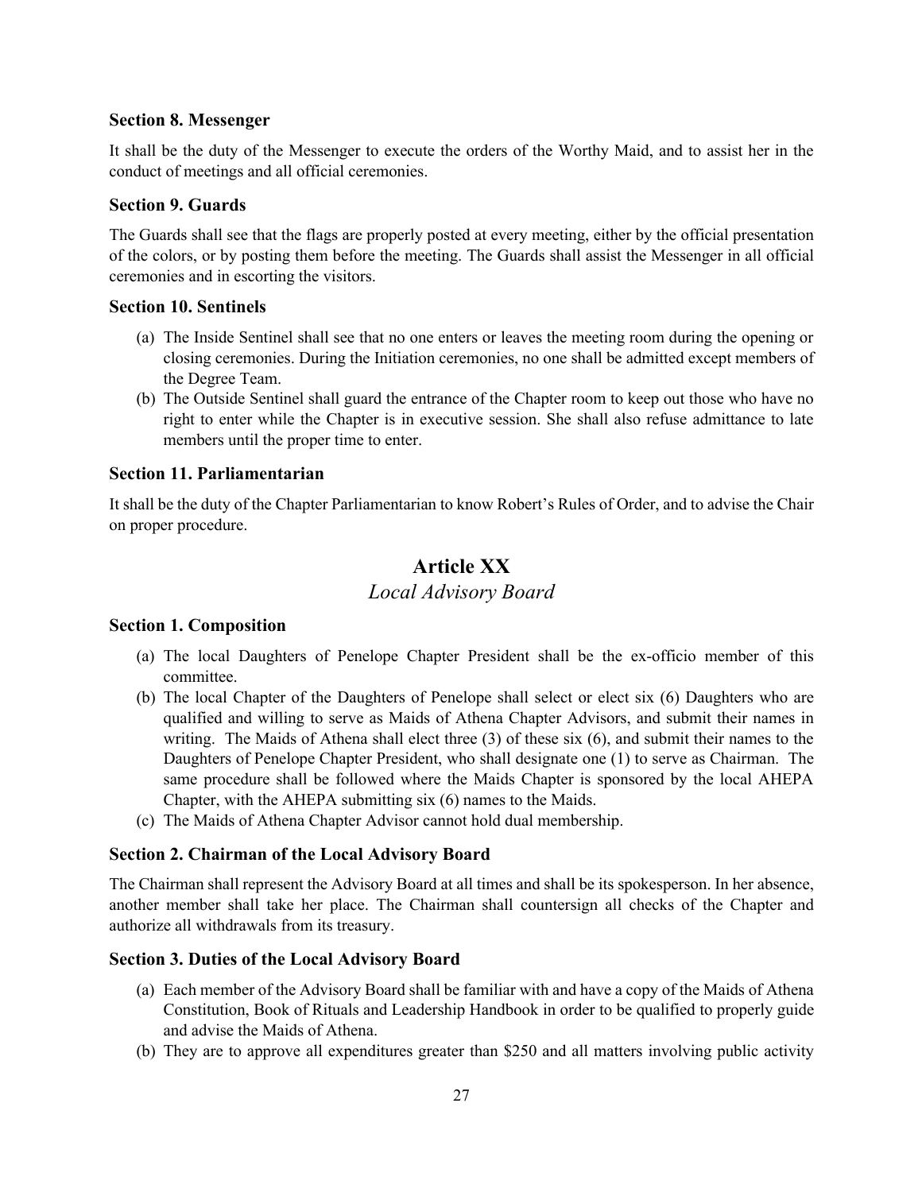### Section 8. Messenger

It shall be the duty of the Messenger to execute the orders of the Worthy Maid, and to assist her in the conduct of meetings and all official ceremonies.

### Section 9. Guards

The Guards shall see that the flags are properly posted at every meeting, either by the official presentation of the colors, or by posting them before the meeting. The Guards shall assist the Messenger in all official ceremonies and in escorting the visitors.

### Section 10. Sentinels

(a) The Inside Sentinel shall see that no one enters or leaves the meeting room during the opening or closing ceremonies. During the Initiation ceremonies, no one shall be admitted except members of the Degree Team.

(b) The Outside Sentinel shall guard the entrance of the Chapter room to keep out those who have no right to enter while the Chapter is in executive session. She shall also refuse admittance to late members until the proper time to enter.

### Section 11. Parliamentarian

It shall be the duty of the Chapter Parliamentarian to know Robert's Rules of Order, and to advise the Chair on proper procedure.

## Article XX

*Local Advisory Board*

### Section 1. Composition

(a) The local Daughters of Penelope Chapter President shall be the ex-officio member of this committee.

(b) The local Chapter of the Daughters of Penelope shall select or elect six (6) Daughters who are qualified and willing to serve as Maids of Athena Chapter Advisors, and submit their names in writing. The Maids of Athena shall elect three (3) of these six (6), and submit their names to the Daughters of Penelope Chapter President, who shall designate one (1) to serve as Chairman. The same procedure shall be followed where the Maids Chapter is sponsored by the local AHEPA Chapter, with the AHEPA submitting six (6) names to the Maids.

(c) The Maids of Athena Chapter Advisor cannot hold dual membership.

### Section 2. Chairman of the Local Advisory Board

The Chairman shall represent the Advisory Board at all times and shall be its spokesperson. In her absence, another member shall take her place. The Chairman shall countersign all checks of the Chapter and authorize all withdrawals from its treasury.

### Section 3. Duties of the Local Advisory Board

(a) Each member of the Advisory Board shall be familiar with and have a copy of the Maids of Athena Constitution, Book of Rituals and Leadership Handbook in order to be qualified to properly guide and advise the Maids of Athena.

(b) They are to approve all expenditures greater than $250 and all matters involving public activity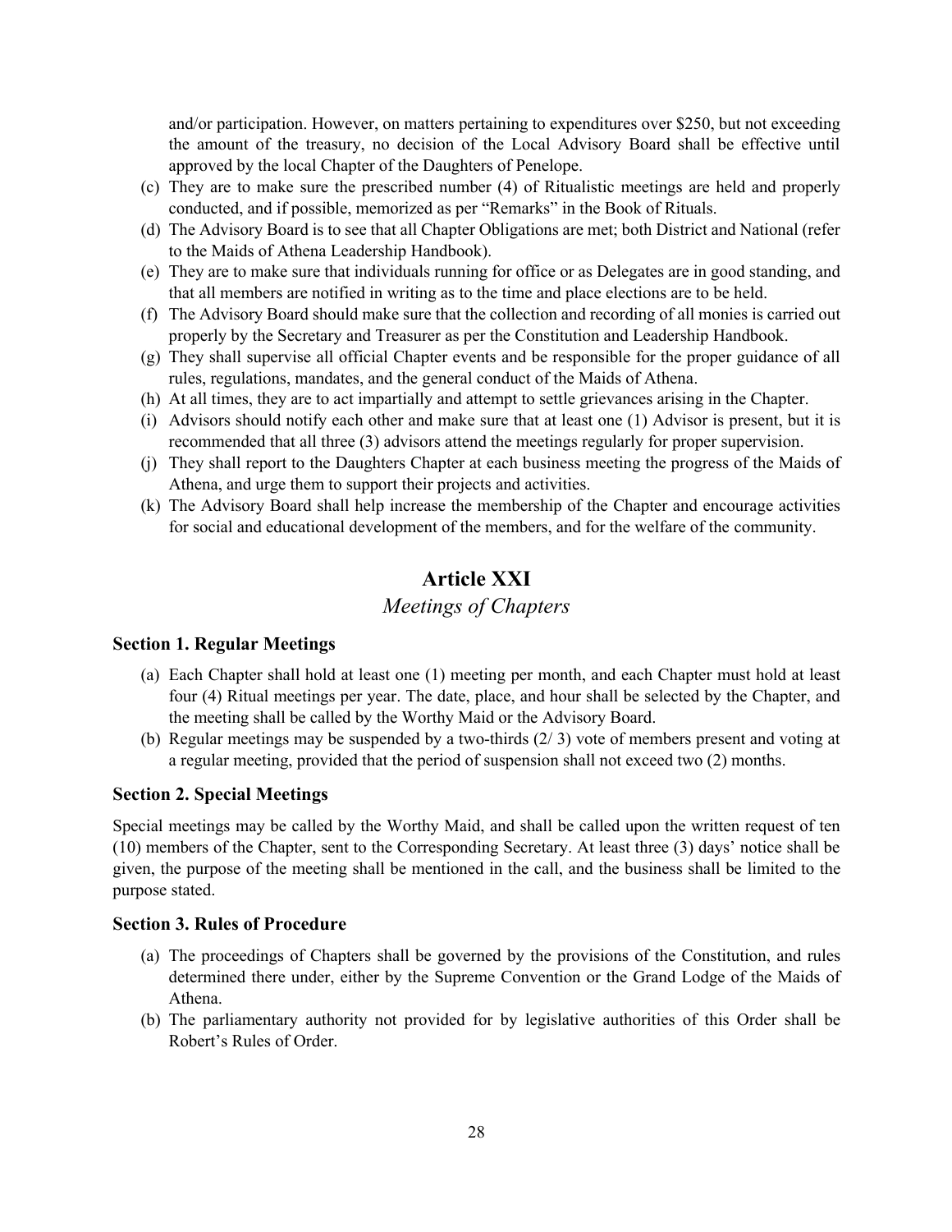and/or participation. However, on matters pertaining to expenditures over $250, but not exceeding the amount of the treasury, no decision of the Local Advisory Board shall be effective until approved by the local Chapter of the Daughters of Penelope.

(c) They are to make sure the prescribed number (4) of Ritualistic meetings are held and properly conducted, and if possible, memorized as per "Remarks" in the Book of Rituals.
(d) The Advisory Board is to see that all Chapter Obligations are met; both District and National (refer to the Maids of Athena Leadership Handbook).
(e) They are to make sure that individuals running for office or as Delegates are in good standing, and that all members are notified in writing as to the time and place elections are to be held.
(f) The Advisory Board should make sure that the collection and recording of all monies is carried out properly by the Secretary and Treasurer as per the Constitution and Leadership Handbook.
(g) They shall supervise all official Chapter events and be responsible for the proper guidance of all rules, regulations, mandates, and the general conduct of the Maids of Athena.
(h) At all times, they are to act impartially and attempt to settle grievances arising in the Chapter.
(i) Advisors should notify each other and make sure that at least one (1) Advisor is present, but it is recommended that all three (3) advisors attend the meetings regularly for proper supervision.
(j) They shall report to the Daughters Chapter at each business meeting the progress of the Maids of Athena, and urge them to support their projects and activities.
(k) The Advisory Board shall help increase the membership of the Chapter and encourage activities for social and educational development of the members, and for the welfare of the community.

## Article XXI

*Meetings of Chapters*

### Section 1. Regular Meetings

(a) Each Chapter shall hold at least one (1) meeting per month, and each Chapter must hold at least four (4) Ritual meetings per year. The date, place, and hour shall be selected by the Chapter, and the meeting shall be called by the Worthy Maid or the Advisory Board.
(b) Regular meetings may be suspended by a two-thirds (2/ 3) vote of members present and voting at a regular meeting, provided that the period of suspension shall not exceed two (2) months.

### Section 2. Special Meetings

Special meetings may be called by the Worthy Maid, and shall be called upon the written request of ten (10) members of the Chapter, sent to the Corresponding Secretary. At least three (3) days' notice shall be given, the purpose of the meeting shall be mentioned in the call, and the business shall be limited to the purpose stated.

### Section 3. Rules of Procedure

(a) The proceedings of Chapters shall be governed by the provisions of the Constitution, and rules determined there under, either by the Supreme Convention or the Grand Lodge of the Maids of Athena.
(b) The parliamentary authority not provided for by legislative authorities of this Order shall be Robert's Rules of Order.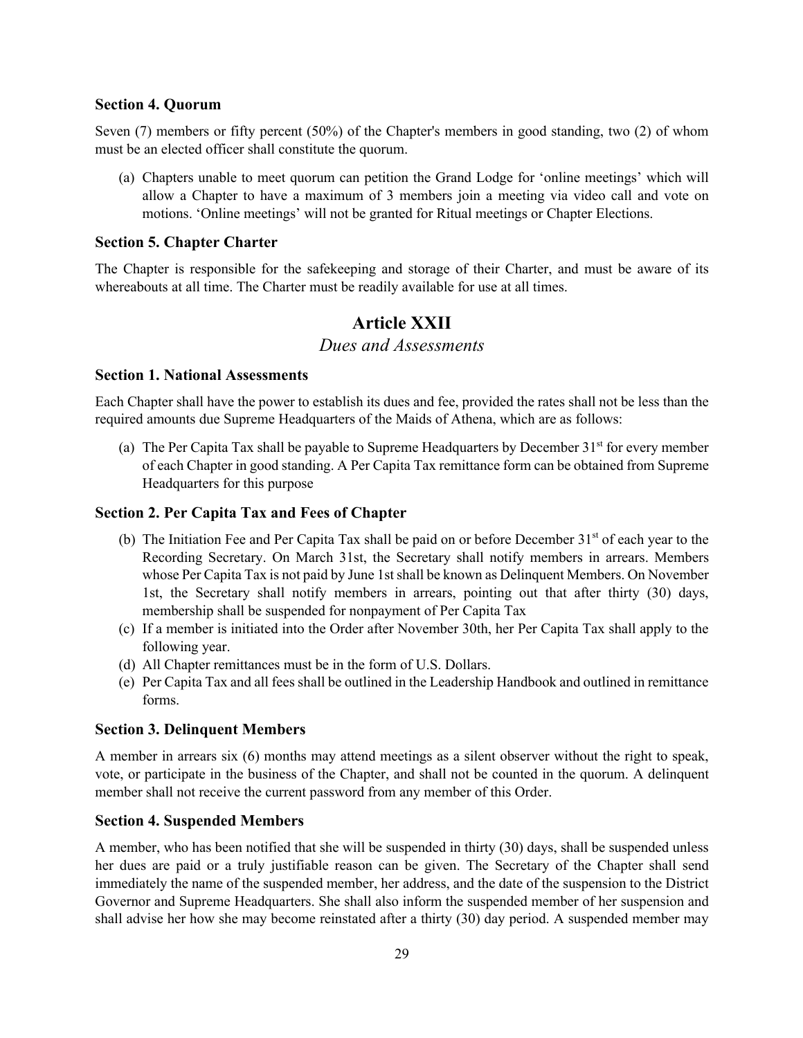### Section 4. Quorum

Seven (7) members or fifty percent (50%) of the Chapter's members in good standing, two (2) of whom must be an elected officer shall constitute the quorum.

(a) Chapters unable to meet quorum can petition the Grand Lodge for 'online meetings' which will allow a Chapter to have a maximum of 3 members join a meeting via video call and vote on motions. 'Online meetings' will not be granted for Ritual meetings or Chapter Elections.

### Section 5. Chapter Charter

The Chapter is responsible for the safekeeping and storage of their Charter, and must be aware of its whereabouts at all time. The Charter must be readily available for use at all times.

## Article XXII

*Dues and Assessments*

### Section 1. National Assessments

Each Chapter shall have the power to establish its dues and fee, provided the rates shall not be less than the required amounts due Supreme Headquarters of the Maids of Athena, which are as follows:

(a) The Per Capita Tax shall be payable to Supreme Headquarters by December 31st for every member of each Chapter in good standing. A Per Capita Tax remittance form can be obtained from Supreme Headquarters for this purpose

### Section 2. Per Capita Tax and Fees of Chapter

(b) The Initiation Fee and Per Capita Tax shall be paid on or before December 31st of each year to the Recording Secretary. On March 31st, the Secretary shall notify members in arrears. Members whose Per Capita Tax is not paid by June 1st shall be known as Delinquent Members. On November 1st, the Secretary shall notify members in arrears, pointing out that after thirty (30) days, membership shall be suspended for nonpayment of Per Capita Tax

(c) If a member is initiated into the Order after November 30th, her Per Capita Tax shall apply to the following year.

(d) All Chapter remittances must be in the form of U.S. Dollars.

(e) Per Capita Tax and all fees shall be outlined in the Leadership Handbook and outlined in remittance forms.

### Section 3. Delinquent Members

A member in arrears six (6) months may attend meetings as a silent observer without the right to speak, vote, or participate in the business of the Chapter, and shall not be counted in the quorum. A delinquent member shall not receive the current password from any member of this Order.

### Section 4. Suspended Members

A member, who has been notified that she will be suspended in thirty (30) days, shall be suspended unless her dues are paid or a truly justifiable reason can be given. The Secretary of the Chapter shall send immediately the name of the suspended member, her address, and the date of the suspension to the District Governor and Supreme Headquarters. She shall also inform the suspended member of her suspension and shall advise her how she may become reinstated after a thirty (30) day period. A suspended member may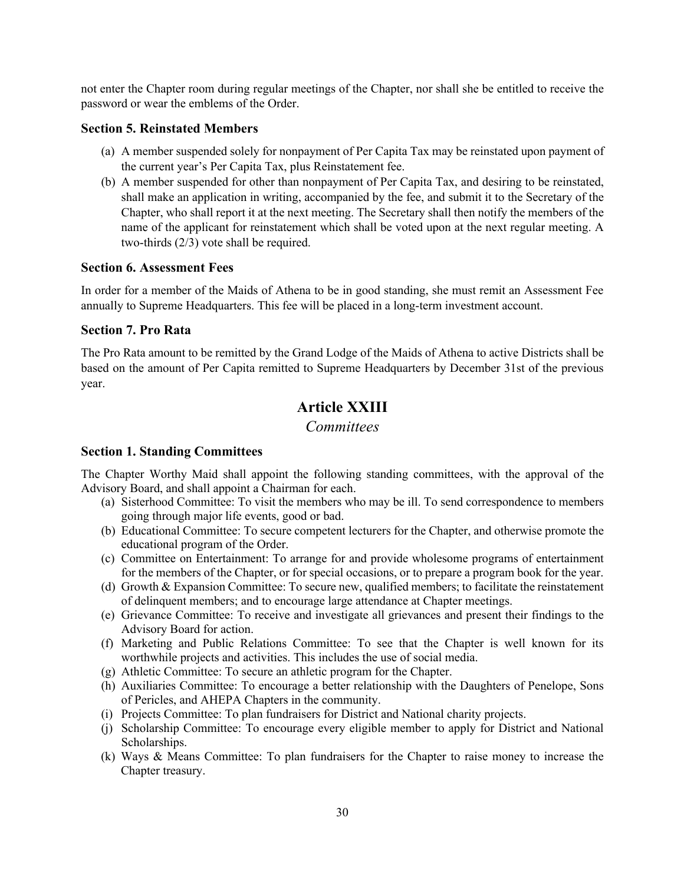not enter the Chapter room during regular meetings of the Chapter, nor shall she be entitled to receive the password or wear the emblems of the Order.

### Section 5. Reinstated Members

(a) A member suspended solely for nonpayment of Per Capita Tax may be reinstated upon payment of the current year's Per Capita Tax, plus Reinstatement fee.

(b) A member suspended for other than nonpayment of Per Capita Tax, and desiring to be reinstated, shall make an application in writing, accompanied by the fee, and submit it to the Secretary of the Chapter, who shall report it at the next meeting. The Secretary shall then notify the members of the name of the applicant for reinstatement which shall be voted upon at the next regular meeting. A two-thirds (2/3) vote shall be required.

### Section 6. Assessment Fees

In order for a member of the Maids of Athena to be in good standing, she must remit an Assessment Fee annually to Supreme Headquarters. This fee will be placed in a long-term investment account.

### Section 7. Pro Rata

The Pro Rata amount to be remitted by the Grand Lodge of the Maids of Athena to active Districts shall be based on the amount of Per Capita remitted to Supreme Headquarters by December 31st of the previous year.

## Article XXIII

*Committees*

### Section 1. Standing Committees

The Chapter Worthy Maid shall appoint the following standing committees, with the approval of the Advisory Board, and shall appoint a Chairman for each.

(a) Sisterhood Committee: To visit the members who may be ill. To send correspondence to members going through major life events, good or bad.

(b) Educational Committee: To secure competent lecturers for the Chapter, and otherwise promote the educational program of the Order.

(c) Committee on Entertainment: To arrange for and provide wholesome programs of entertainment for the members of the Chapter, or for special occasions, or to prepare a program book for the year.

(d) Growth & Expansion Committee: To secure new, qualified members; to facilitate the reinstatement of delinquent members; and to encourage large attendance at Chapter meetings.

(e) Grievance Committee: To receive and investigate all grievances and present their findings to the Advisory Board for action.

(f) Marketing and Public Relations Committee: To see that the Chapter is well known for its worthwhile projects and activities. This includes the use of social media.

(g) Athletic Committee: To secure an athletic program for the Chapter.

(h) Auxiliaries Committee: To encourage a better relationship with the Daughters of Penelope, Sons of Pericles, and AHEPA Chapters in the community.

(i) Projects Committee: To plan fundraisers for District and National charity projects.

(j) Scholarship Committee: To encourage every eligible member to apply for District and National Scholarships.

(k) Ways & Means Committee: To plan fundraisers for the Chapter to raise money to increase the Chapter treasury.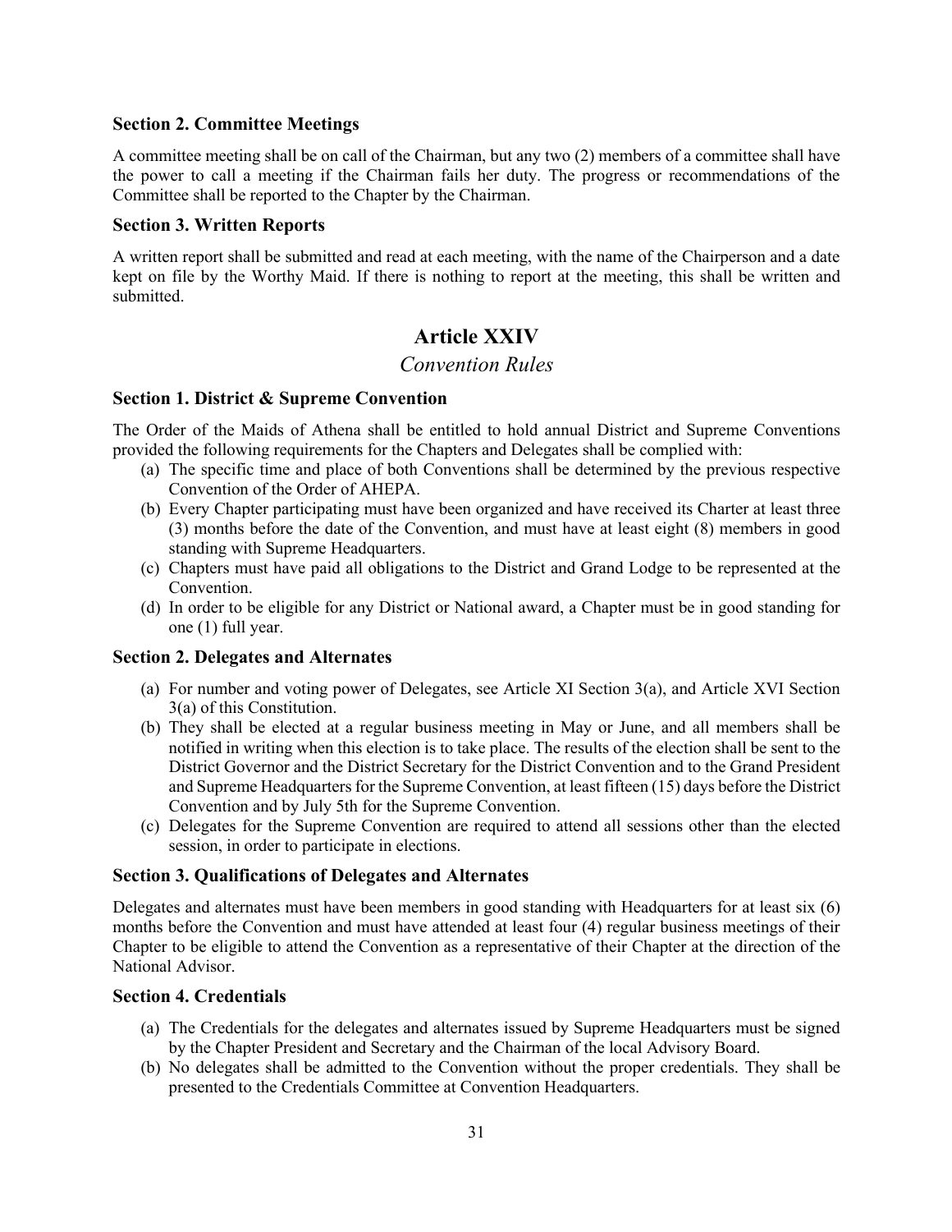### Section 2. Committee Meetings

A committee meeting shall be on call of the Chairman, but any two (2) members of a committee shall have the power to call a meeting if the Chairman fails her duty. The progress or recommendations of the Committee shall be reported to the Chapter by the Chairman.

### Section 3. Written Reports

A written report shall be submitted and read at each meeting, with the name of the Chairperson and a date kept on file by the Worthy Maid. If there is nothing to report at the meeting, this shall be written and submitted.

## Article XXIV

*Convention Rules*

### Section 1. District & Supreme Convention

The Order of the Maids of Athena shall be entitled to hold annual District and Supreme Conventions provided the following requirements for the Chapters and Delegates shall be complied with:

(a) The specific time and place of both Conventions shall be determined by the previous respective Convention of the Order of AHEPA.

(b) Every Chapter participating must have been organized and have received its Charter at least three (3) months before the date of the Convention, and must have at least eight (8) members in good standing with Supreme Headquarters.

(c) Chapters must have paid all obligations to the District and Grand Lodge to be represented at the Convention.

(d) In order to be eligible for any District or National award, a Chapter must be in good standing for one (1) full year.

### Section 2. Delegates and Alternates

(a) For number and voting power of Delegates, see Article XI Section 3(a), and Article XVI Section 3(a) of this Constitution.

(b) They shall be elected at a regular business meeting in May or June, and all members shall be notified in writing when this election is to take place. The results of the election shall be sent to the District Governor and the District Secretary for the District Convention and to the Grand President and Supreme Headquarters for the Supreme Convention, at least fifteen (15) days before the District Convention and by July 5th for the Supreme Convention.

(c) Delegates for the Supreme Convention are required to attend all sessions other than the elected session, in order to participate in elections.

### Section 3. Qualifications of Delegates and Alternates

Delegates and alternates must have been members in good standing with Headquarters for at least six (6) months before the Convention and must have attended at least four (4) regular business meetings of their Chapter to be eligible to attend the Convention as a representative of their Chapter at the direction of the National Advisor.

### Section 4. Credentials

(a) The Credentials for the delegates and alternates issued by Supreme Headquarters must be signed by the Chapter President and Secretary and the Chairman of the local Advisory Board.

(b) No delegates shall be admitted to the Convention without the proper credentials. They shall be presented to the Credentials Committee at Convention Headquarters.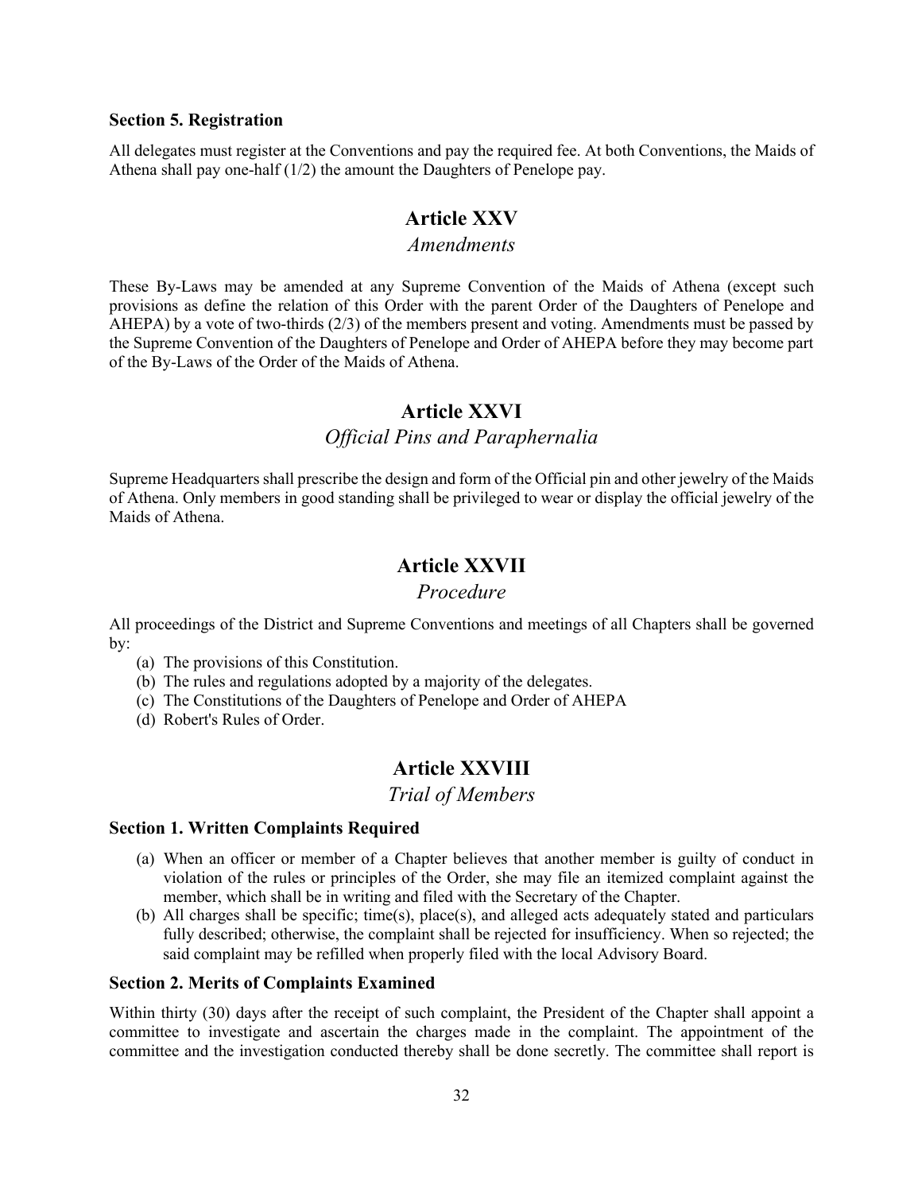### Section 5. Registration

All delegates must register at the Conventions and pay the required fee. At both Conventions, the Maids of Athena shall pay one-half (1/2) the amount the Daughters of Penelope pay.

## Article XXV

*Amendments*

These By-Laws may be amended at any Supreme Convention of the Maids of Athena (except such provisions as define the relation of this Order with the parent Order of the Daughters of Penelope and AHEPA) by a vote of two-thirds (2/3) of the members present and voting. Amendments must be passed by the Supreme Convention of the Daughters of Penelope and Order of AHEPA before they may become part of the By-Laws of the Order of the Maids of Athena.

## Article XXVI

*Official Pins and Paraphernalia*

Supreme Headquarters shall prescribe the design and form of the Official pin and other jewelry of the Maids of Athena. Only members in good standing shall be privileged to wear or display the official jewelry of the Maids of Athena.

## Article XXVII

*Procedure*

All proceedings of the District and Supreme Conventions and meetings of all Chapters shall be governed by:

(a) The provisions of this Constitution.
(b) The rules and regulations adopted by a majority of the delegates.
(c) The Constitutions of the Daughters of Penelope and Order of AHEPA
(d) Robert's Rules of Order.

## Article XXVIII

*Trial of Members*

### Section 1. Written Complaints Required

(a) When an officer or member of a Chapter believes that another member is guilty of conduct in violation of the rules or principles of the Order, she may file an itemized complaint against the member, which shall be in writing and filed with the Secretary of the Chapter.
(b) All charges shall be specific; time(s), place(s), and alleged acts adequately stated and particulars fully described; otherwise, the complaint shall be rejected for insufficiency. When so rejected; the said complaint may be refilled when properly filed with the local Advisory Board.

### Section 2. Merits of Complaints Examined

Within thirty (30) days after the receipt of such complaint, the President of the Chapter shall appoint a committee to investigate and ascertain the charges made in the complaint. The appointment of the committee and the investigation conducted thereby shall be done secretly. The committee shall report is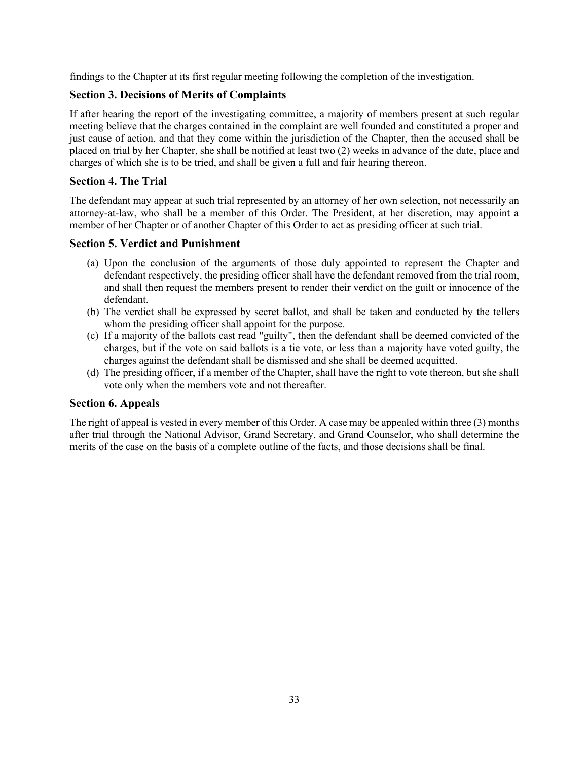findings to the Chapter at its first regular meeting following the completion of the investigation.

### Section 3. Decisions of Merits of Complaints

If after hearing the report of the investigating committee, a majority of members present at such regular meeting believe that the charges contained in the complaint are well founded and constituted a proper and just cause of action, and that they come within the jurisdiction of the Chapter, then the accused shall be placed on trial by her Chapter, she shall be notified at least two (2) weeks in advance of the date, place and charges of which she is to be tried, and shall be given a full and fair hearing thereon.

### Section 4. The Trial

The defendant may appear at such trial represented by an attorney of her own selection, not necessarily an attorney-at-law, who shall be a member of this Order. The President, at her discretion, may appoint a member of her Chapter or of another Chapter of this Order to act as presiding officer at such trial.

### Section 5. Verdict and Punishment

(a) Upon the conclusion of the arguments of those duly appointed to represent the Chapter and defendant respectively, the presiding officer shall have the defendant removed from the trial room, and shall then request the members present to render their verdict on the guilt or innocence of the defendant.

(b) The verdict shall be expressed by secret ballot, and shall be taken and conducted by the tellers whom the presiding officer shall appoint for the purpose.

(c) If a majority of the ballots cast read "guilty", then the defendant shall be deemed convicted of the charges, but if the vote on said ballots is a tie vote, or less than a majority have voted guilty, the charges against the defendant shall be dismissed and she shall be deemed acquitted.

(d) The presiding officer, if a member of the Chapter, shall have the right to vote thereon, but she shall vote only when the members vote and not thereafter.

### Section 6. Appeals

The right of appeal is vested in every member of this Order. A case may be appealed within three (3) months after trial through the National Advisor, Grand Secretary, and Grand Counselor, who shall determine the merits of the case on the basis of a complete outline of the facts, and those decisions shall be final.